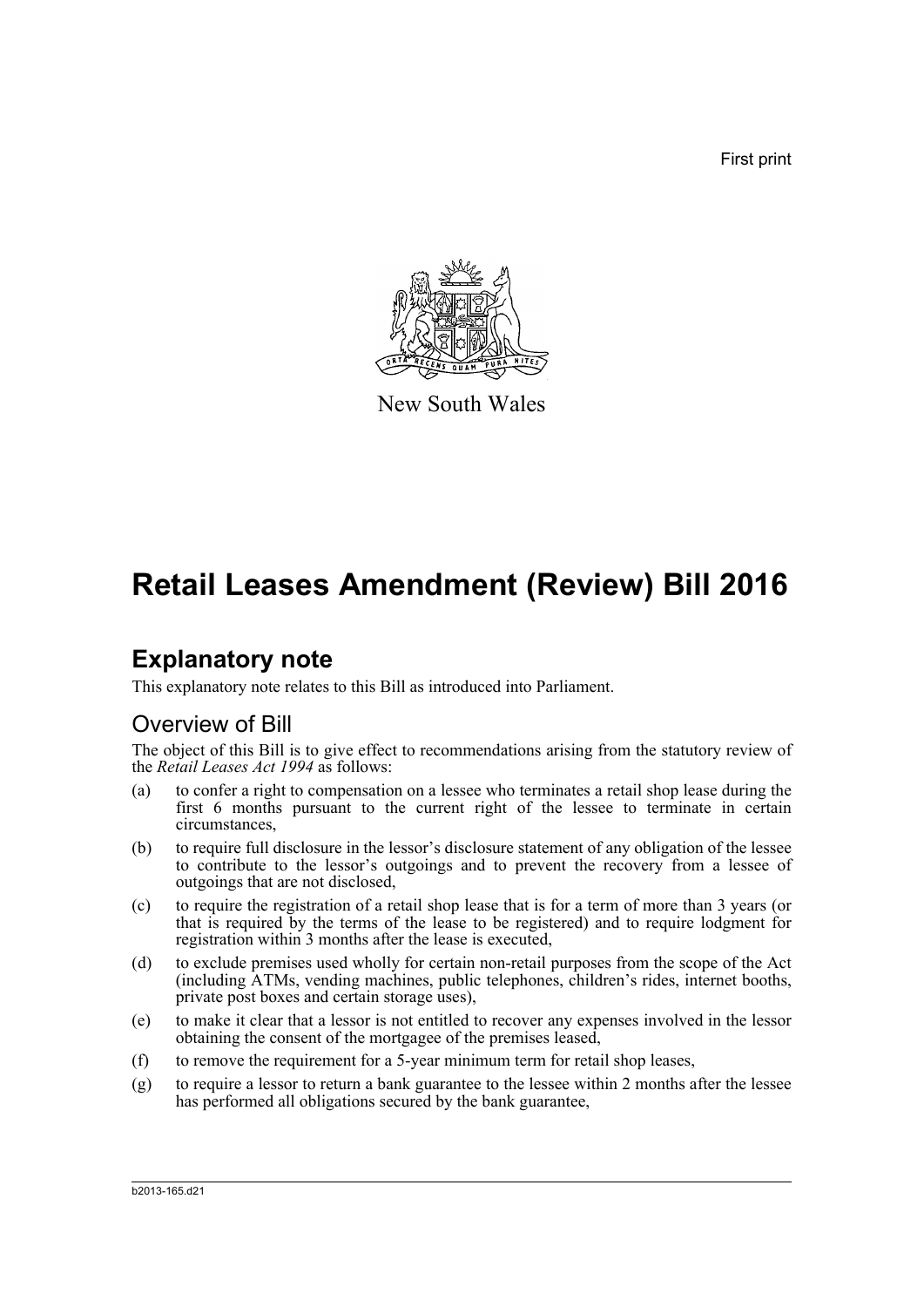First print

New South Wales

# Retail Leases Amendment (Review) Bill 2016

## Explanatory note

This explanatory note relates to this Bill as introduced into Parliament.

### Overview of Bill

The object of this Bill is to give effect to recommendations arising from the statutory review of the *Retail Leases Act 1994* as follows:

(a) to confer a right to compensation on a lessee who terminates a retail shop lease during the first 6 months pursuant to the current right of the lessee to terminate in certain circumstances,

(b) to require full disclosure in the lessor's disclosure statement of any obligation of the lessee to contribute to the lessor's outgoings and to prevent the recovery from a lessee of outgoings that are not disclosed,

(c) to require the registration of a retail shop lease that is for a term of more than 3 years (or that is required by the terms of the lease to be registered) and to require lodgment for registration within 3 months after the lease is executed,

(d) to exclude premises used wholly for certain non-retail purposes from the scope of the Act (including ATMs, vending machines, public telephones, children's rides, internet booths, private post boxes and certain storage uses),

(e) to make it clear that a lessor is not entitled to recover any expenses involved in the lessor obtaining the consent of the mortgagee of the premises leased,

(f) to remove the requirement for a 5-year minimum term for retail shop leases,

(g) to require a lessor to return a bank guarantee to the lessee within 2 months after the lessee has performed all obligations secured by the bank guarantee,

b2013-165.d21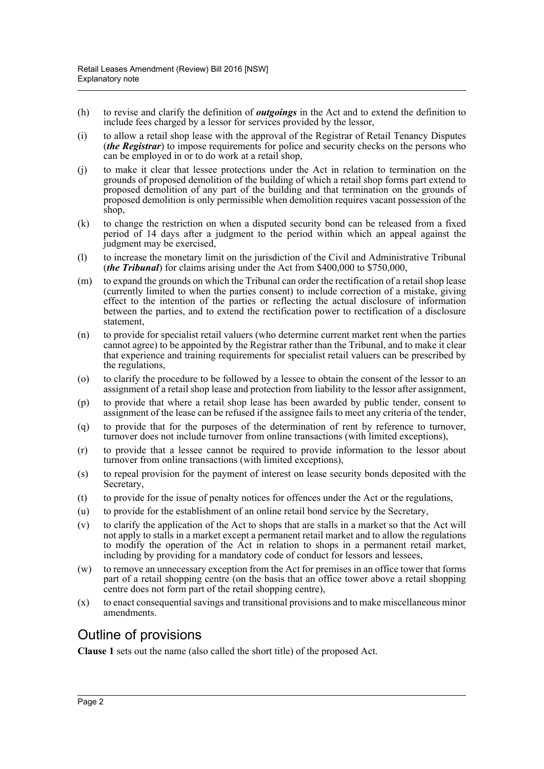(h) to revise and clarify the definition of ***outgoings*** in the Act and to extend the definition to include fees charged by a lessor for services provided by the lessor,

(i) to allow a retail shop lease with the approval of the Registrar of Retail Tenancy Disputes (***the Registrar***) to impose requirements for police and security checks on the persons who can be employed in or to do work at a retail shop,

(j) to make it clear that lessee protections under the Act in relation to termination on the grounds of proposed demolition of the building of which a retail shop forms part extend to proposed demolition of any part of the building and that termination on the grounds of proposed demolition is only permissible when demolition requires vacant possession of the shop,

(k) to change the restriction on when a disputed security bond can be released from a fixed period of 14 days after a judgment to the period within which an appeal against the judgment may be exercised,

(l) to increase the monetary limit on the jurisdiction of the Civil and Administrative Tribunal (***the Tribunal***) for claims arising under the Act from $400,000 to $750,000,

(m) to expand the grounds on which the Tribunal can order the rectification of a retail shop lease (currently limited to when the parties consent) to include correction of a mistake, giving effect to the intention of the parties or reflecting the actual disclosure of information between the parties, and to extend the rectification power to rectification of a disclosure statement,

(n) to provide for specialist retail valuers (who determine current market rent when the parties cannot agree) to be appointed by the Registrar rather than the Tribunal, and to make it clear that experience and training requirements for specialist retail valuers can be prescribed by the regulations,

(o) to clarify the procedure to be followed by a lessee to obtain the consent of the lessor to an assignment of a retail shop lease and protection from liability to the lessor after assignment,

(p) to provide that where a retail shop lease has been awarded by public tender, consent to assignment of the lease can be refused if the assignee fails to meet any criteria of the tender,

(q) to provide that for the purposes of the determination of rent by reference to turnover, turnover does not include turnover from online transactions (with limited exceptions),

(r) to provide that a lessee cannot be required to provide information to the lessor about turnover from online transactions (with limited exceptions),

(s) to repeal provision for the payment of interest on lease security bonds deposited with the Secretary,

(t) to provide for the issue of penalty notices for offences under the Act or the regulations,

(u) to provide for the establishment of an online retail bond service by the Secretary,

(v) to clarify the application of the Act to shops that are stalls in a market so that the Act will not apply to stalls in a market except a permanent retail market and to allow the regulations to modify the operation of the Act in relation to shops in a permanent retail market, including by providing for a mandatory code of conduct for lessors and lessees,

(w) to remove an unnecessary exception from the Act for premises in an office tower that forms part of a retail shopping centre (on the basis that an office tower above a retail shopping centre does not form part of the retail shopping centre),

(x) to enact consequential savings and transitional provisions and to make miscellaneous minor amendments.

## Outline of provisions

**Clause 1** sets out the name (also called the short title) of the proposed Act.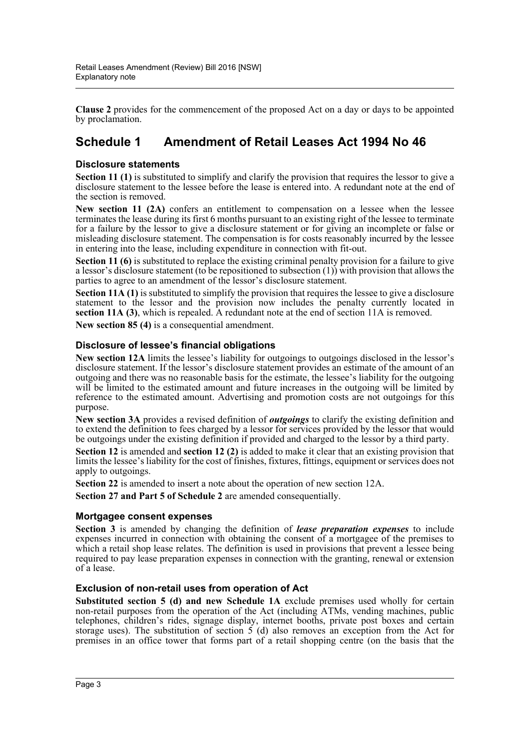**Clause 2** provides for the commencement of the proposed Act on a day or days to be appointed by proclamation.

## Schedule 1 Amendment of Retail Leases Act 1994 No 46

### Disclosure statements

**Section 11 (1)** is substituted to simplify and clarify the provision that requires the lessor to give a disclosure statement to the lessee before the lease is entered into. A redundant note at the end of the section is removed.

**New section 11 (2A)** confers an entitlement to compensation on a lessee when the lessee terminates the lease during its first 6 months pursuant to an existing right of the lessee to terminate for a failure by the lessor to give a disclosure statement or for giving an incomplete or false or misleading disclosure statement. The compensation is for costs reasonably incurred by the lessee in entering into the lease, including expenditure in connection with fit-out.

**Section 11 (6)** is substituted to replace the existing criminal penalty provision for a failure to give a lessor's disclosure statement (to be repositioned to subsection (1)) with provision that allows the parties to agree to an amendment of the lessor's disclosure statement.

**Section 11A (1)** is substituted to simplify the provision that requires the lessee to give a disclosure statement to the lessor and the provision now includes the penalty currently located in **section 11A (3)**, which is repealed. A redundant note at the end of section 11A is removed.

**New section 85 (4)** is a consequential amendment.

### Disclosure of lessee's financial obligations

**New section 12A** limits the lessee's liability for outgoings to outgoings disclosed in the lessor's disclosure statement. If the lessor's disclosure statement provides an estimate of the amount of an outgoing and there was no reasonable basis for the estimate, the lessee's liability for the outgoing will be limited to the estimated amount and future increases in the outgoing will be limited by reference to the estimated amount. Advertising and promotion costs are not outgoings for this purpose.

**New section 3A** provides a revised definition of ***outgoings*** to clarify the existing definition and to extend the definition to fees charged by a lessor for services provided by the lessor that would be outgoings under the existing definition if provided and charged to the lessor by a third party.

**Section 12** is amended and **section 12 (2)** is added to make it clear that an existing provision that limits the lessee's liability for the cost of finishes, fixtures, fittings, equipment or services does not apply to outgoings.

**Section 22** is amended to insert a note about the operation of new section 12A.

**Section 27 and Part 5 of Schedule 2** are amended consequentially.

### Mortgagee consent expenses

**Section 3** is amended by changing the definition of ***lease preparation expenses*** to include expenses incurred in connection with obtaining the consent of a mortgagee of the premises to which a retail shop lease relates. The definition is used in provisions that prevent a lessee being required to pay lease preparation expenses in connection with the granting, renewal or extension of a lease.

### Exclusion of non-retail uses from operation of Act

**Substituted section 5 (d) and new Schedule 1A** exclude premises used wholly for certain non-retail purposes from the operation of the Act (including ATMs, vending machines, public telephones, children's rides, signage display, internet booths, private post boxes and certain storage uses). The substitution of section 5 (d) also removes an exception from the Act for premises in an office tower that forms part of a retail shopping centre (on the basis that the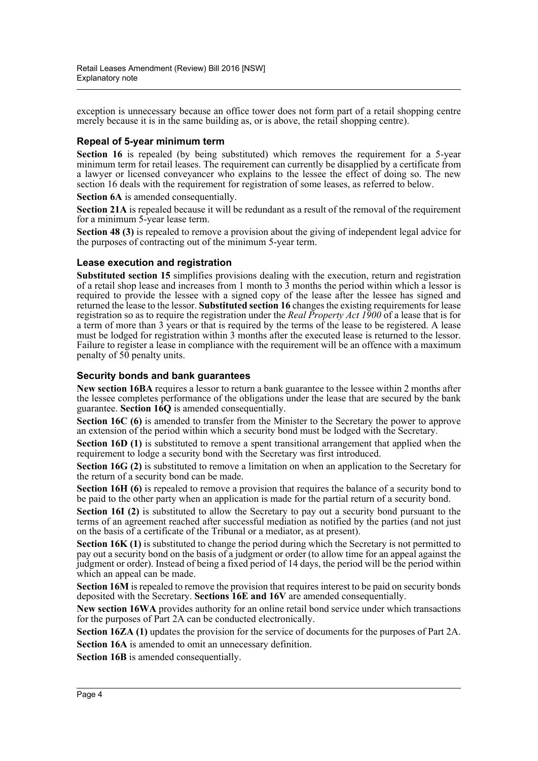exception is unnecessary because an office tower does not form part of a retail shopping centre merely because it is in the same building as, or is above, the retail shopping centre).

### Repeal of 5-year minimum term

**Section 16** is repealed (by being substituted) which removes the requirement for a 5-year minimum term for retail leases. The requirement can currently be disapplied by a certificate from a lawyer or licensed conveyancer who explains to the lessee the effect of doing so. The new section 16 deals with the requirement for registration of some leases, as referred to below.

**Section 6A** is amended consequentially.

**Section 21A** is repealed because it will be redundant as a result of the removal of the requirement for a minimum 5-year lease term.

**Section 48 (3)** is repealed to remove a provision about the giving of independent legal advice for the purposes of contracting out of the minimum 5-year term.

### Lease execution and registration

**Substituted section 15** simplifies provisions dealing with the execution, return and registration of a retail shop lease and increases from 1 month to 3 months the period within which a lessor is required to provide the lessee with a signed copy of the lease after the lessee has signed and returned the lease to the lessor. **Substituted section 16** changes the existing requirements for lease registration so as to require the registration under the *Real Property Act 1900* of a lease that is for a term of more than 3 years or that is required by the terms of the lease to be registered. A lease must be lodged for registration within 3 months after the executed lease is returned to the lessor. Failure to register a lease in compliance with the requirement will be an offence with a maximum penalty of 50 penalty units.

### Security bonds and bank guarantees

**New section 16BA** requires a lessor to return a bank guarantee to the lessee within 2 months after the lessee completes performance of the obligations under the lease that are secured by the bank guarantee. **Section 16Q** is amended consequentially.

**Section 16C (6)** is amended to transfer from the Minister to the Secretary the power to approve an extension of the period within which a security bond must be lodged with the Secretary.

**Section 16D (1)** is substituted to remove a spent transitional arrangement that applied when the requirement to lodge a security bond with the Secretary was first introduced.

**Section 16G (2)** is substituted to remove a limitation on when an application to the Secretary for the return of a security bond can be made.

**Section 16H (6)** is repealed to remove a provision that requires the balance of a security bond to be paid to the other party when an application is made for the partial return of a security bond.

**Section 16I (2)** is substituted to allow the Secretary to pay out a security bond pursuant to the terms of an agreement reached after successful mediation as notified by the parties (and not just on the basis of a certificate of the Tribunal or a mediator, as at present).

**Section 16K (1)** is substituted to change the period during which the Secretary is not permitted to pay out a security bond on the basis of a judgment or order (to allow time for an appeal against the judgment or order). Instead of being a fixed period of 14 days, the period will be the period within which an appeal can be made.

**Section 16M** is repealed to remove the provision that requires interest to be paid on security bonds deposited with the Secretary. **Sections 16E and 16V** are amended consequentially.

**New section 16WA** provides authority for an online retail bond service under which transactions for the purposes of Part 2A can be conducted electronically.

**Section 16ZA (1)** updates the provision for the service of documents for the purposes of Part 2A.

**Section 16A** is amended to omit an unnecessary definition.

**Section 16B** is amended consequentially.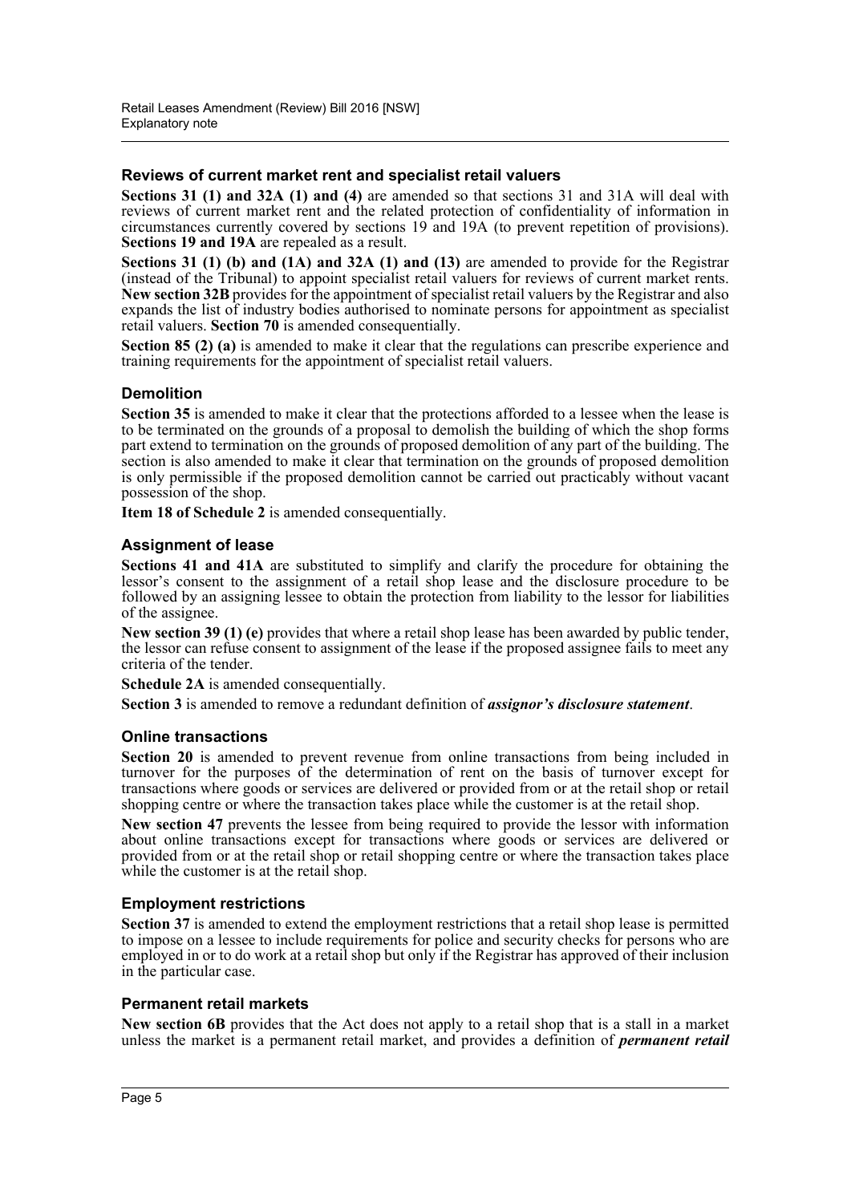### Reviews of current market rent and specialist retail valuers

**Sections 31 (1) and 32A (1) and (4)** are amended so that sections 31 and 31A will deal with reviews of current market rent and the related protection of confidentiality of information in circumstances currently covered by sections 19 and 19A (to prevent repetition of provisions). **Sections 19 and 19A** are repealed as a result.

**Sections 31 (1) (b) and (1A) and 32A (1) and (13)** are amended to provide for the Registrar (instead of the Tribunal) to appoint specialist retail valuers for reviews of current market rents. **New section 32B** provides for the appointment of specialist retail valuers by the Registrar and also expands the list of industry bodies authorised to nominate persons for appointment as specialist retail valuers. **Section 70** is amended consequentially.

**Section 85 (2) (a)** is amended to make it clear that the regulations can prescribe experience and training requirements for the appointment of specialist retail valuers.

### Demolition

**Section 35** is amended to make it clear that the protections afforded to a lessee when the lease is to be terminated on the grounds of a proposal to demolish the building of which the shop forms part extend to termination on the grounds of proposed demolition of any part of the building. The section is also amended to make it clear that termination on the grounds of proposed demolition is only permissible if the proposed demolition cannot be carried out practicably without vacant possession of the shop.

**Item 18 of Schedule 2** is amended consequentially.

### Assignment of lease

**Sections 41 and 41A** are substituted to simplify and clarify the procedure for obtaining the lessor's consent to the assignment of a retail shop lease and the disclosure procedure to be followed by an assigning lessee to obtain the protection from liability to the lessor for liabilities of the assignee.

**New section 39 (1) (e)** provides that where a retail shop lease has been awarded by public tender, the lessor can refuse consent to assignment of the lease if the proposed assignee fails to meet any criteria of the tender.

**Schedule 2A** is amended consequentially.

**Section 3** is amended to remove a redundant definition of ***assignor's disclosure statement***.

### Online transactions

**Section 20** is amended to prevent revenue from online transactions from being included in turnover for the purposes of the determination of rent on the basis of turnover except for transactions where goods or services are delivered or provided from or at the retail shop or retail shopping centre or where the transaction takes place while the customer is at the retail shop.

**New section 47** prevents the lessee from being required to provide the lessor with information about online transactions except for transactions where goods or services are delivered or provided from or at the retail shop or retail shopping centre or where the transaction takes place while the customer is at the retail shop.

### Employment restrictions

**Section 37** is amended to extend the employment restrictions that a retail shop lease is permitted to impose on a lessee to include requirements for police and security checks for persons who are employed in or to do work at a retail shop but only if the Registrar has approved of their inclusion in the particular case.

### Permanent retail markets

**New section 6B** provides that the Act does not apply to a retail shop that is a stall in a market unless the market is a permanent retail market, and provides a definition of ***permanent retail***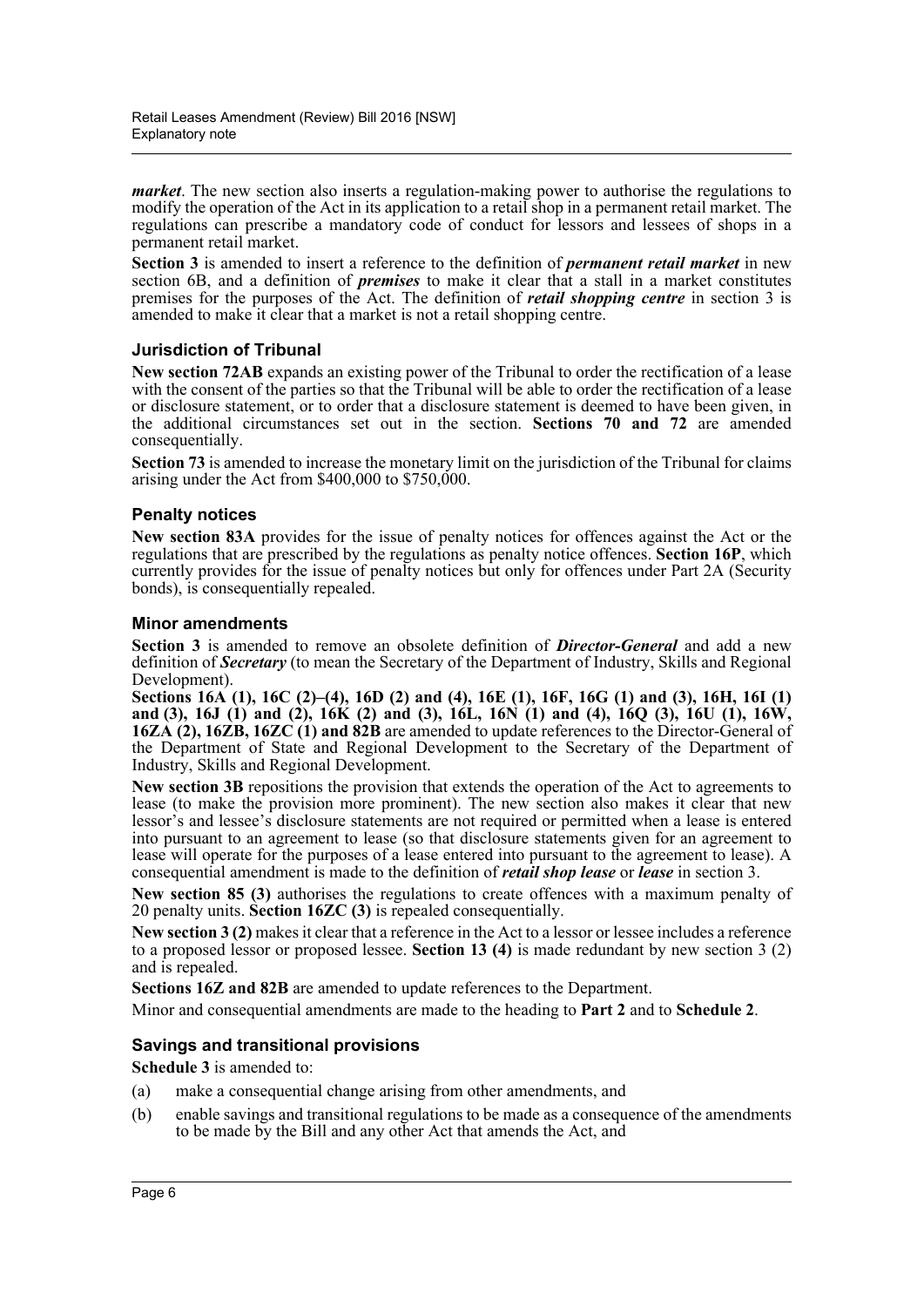***market***. The new section also inserts a regulation-making power to authorise the regulations to modify the operation of the Act in its application to a retail shop in a permanent retail market. The regulations can prescribe a mandatory code of conduct for lessors and lessees of shops in a permanent retail market.

**Section 3** is amended to insert a reference to the definition of ***permanent retail market*** in new section 6B, and a definition of ***premises*** to make it clear that a stall in a market constitutes premises for the purposes of the Act. The definition of ***retail shopping centre*** in section 3 is amended to make it clear that a market is not a retail shopping centre.

### Jurisdiction of Tribunal

**New section 72AB** expands an existing power of the Tribunal to order the rectification of a lease with the consent of the parties so that the Tribunal will be able to order the rectification of a lease or disclosure statement, or to order that a disclosure statement is deemed to have been given, in the additional circumstances set out in the section. **Sections 70 and 72** are amended consequentially.

**Section 73** is amended to increase the monetary limit on the jurisdiction of the Tribunal for claims arising under the Act from $400,000 to $750,000.

### Penalty notices

**New section 83A** provides for the issue of penalty notices for offences against the Act or the regulations that are prescribed by the regulations as penalty notice offences. **Section 16P**, which currently provides for the issue of penalty notices but only for offences under Part 2A (Security bonds), is consequentially repealed.

### Minor amendments

**Section 3** is amended to remove an obsolete definition of ***Director-General*** and add a new definition of ***Secretary*** (to mean the Secretary of the Department of Industry, Skills and Regional Development).

**Sections 16A (1), 16C (2)–(4), 16D (2) and (4), 16E (1), 16F, 16G (1) and (3), 16H, 16I (1) and (3), 16J (1) and (2), 16K (2) and (3), 16L, 16N (1) and (4), 16Q (3), 16U (1), 16W, 16ZA (2), 16ZB, 16ZC (1) and 82B** are amended to update references to the Director-General of the Department of State and Regional Development to the Secretary of the Department of Industry, Skills and Regional Development.

**New section 3B** repositions the provision that extends the operation of the Act to agreements to lease (to make the provision more prominent). The new section also makes it clear that new lessor's and lessee's disclosure statements are not required or permitted when a lease is entered into pursuant to an agreement to lease (so that disclosure statements given for an agreement to lease will operate for the purposes of a lease entered into pursuant to the agreement to lease). A consequential amendment is made to the definition of ***retail shop lease*** or ***lease*** in section 3.

**New section 85 (3)** authorises the regulations to create offences with a maximum penalty of 20 penalty units. **Section 16ZC (3)** is repealed consequentially.

**New section 3 (2)** makes it clear that a reference in the Act to a lessor or lessee includes a reference to a proposed lessor or proposed lessee. **Section 13 (4)** is made redundant by new section 3 (2) and is repealed.

**Sections 16Z and 82B** are amended to update references to the Department.

Minor and consequential amendments are made to the heading to **Part 2** and to **Schedule 2**.

### Savings and transitional provisions

**Schedule 3** is amended to:

(a) make a consequential change arising from other amendments, and

(b) enable savings and transitional regulations to be made as a consequence of the amendments to be made by the Bill and any other Act that amends the Act, and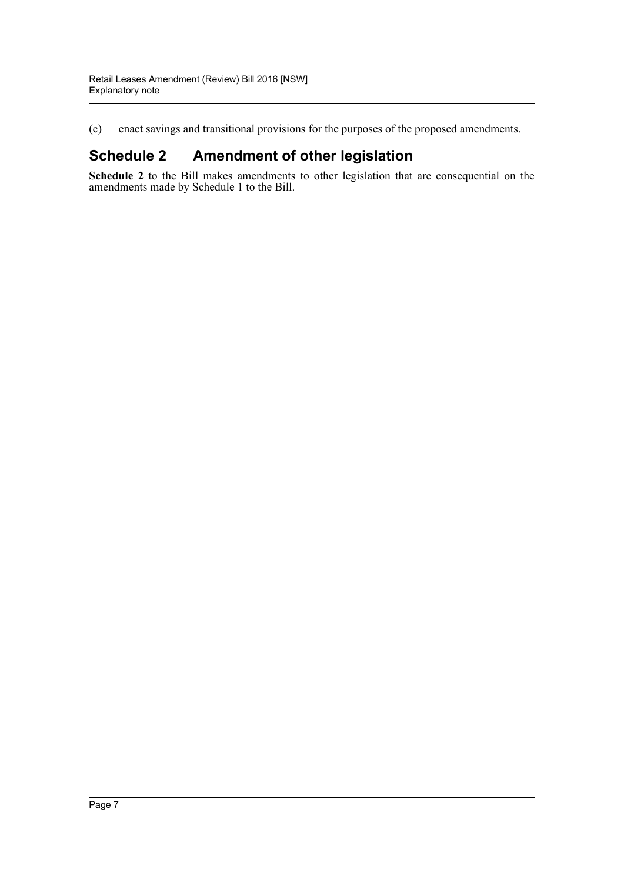(c) enact savings and transitional provisions for the purposes of the proposed amendments.

## Schedule 2 Amendment of other legislation

**Schedule 2** to the Bill makes amendments to other legislation that are consequential on the amendments made by Schedule 1 to the Bill.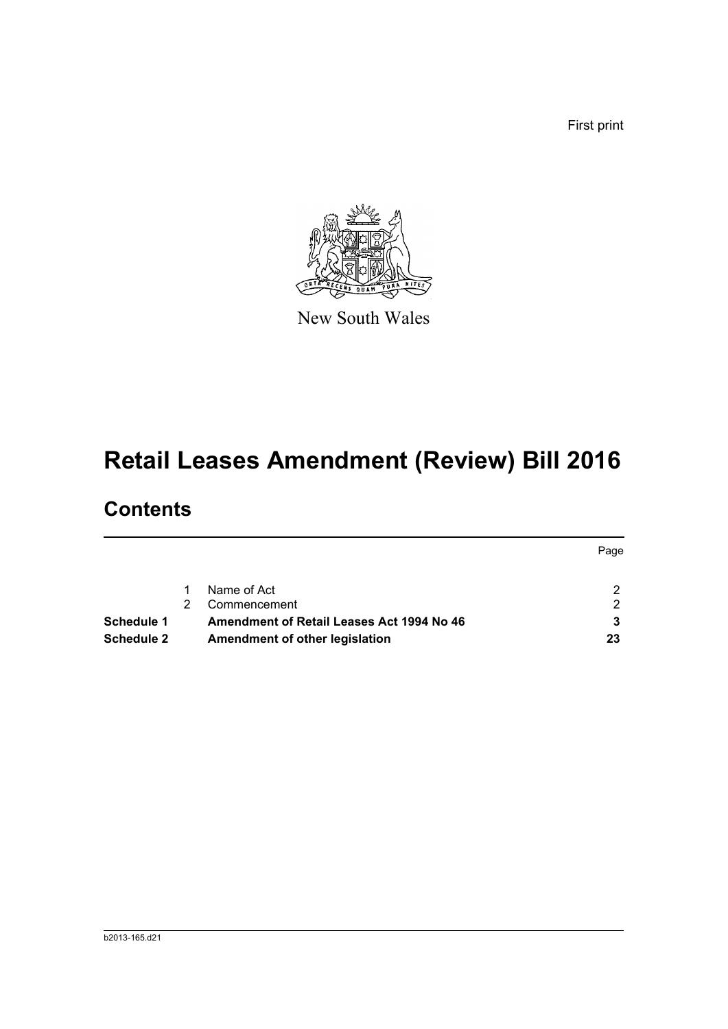First print

New South Wales

# Retail Leases Amendment (Review) Bill 2016

## Contents

| | | | Page |
|---|---|---|---|
| | 1 | Name of Act | 2 |
| | 2 | Commencement | 2 |
| **Schedule 1** | | **Amendment of Retail Leases Act 1994 No 46** | **3** |
| **Schedule 2** | | **Amendment of other legislation** | **23** |

b2013-165.d21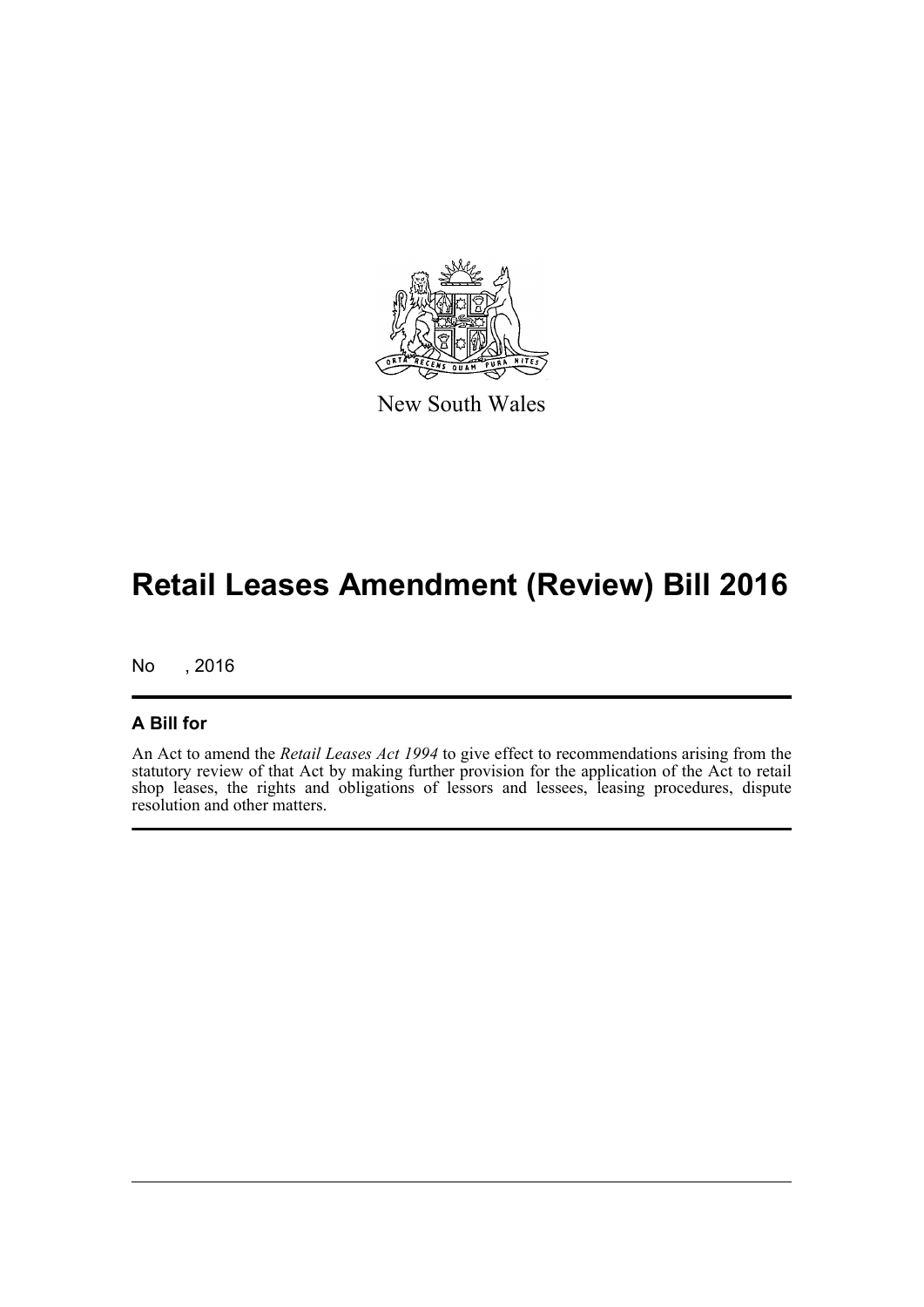New South Wales

# Retail Leases Amendment (Review) Bill 2016

No , 2016

## A Bill for

An Act to amend the *Retail Leases Act 1994* to give effect to recommendations arising from the statutory review of that Act by making further provision for the application of the Act to retail shop leases, the rights and obligations of lessors and lessees, leasing procedures, dispute resolution and other matters.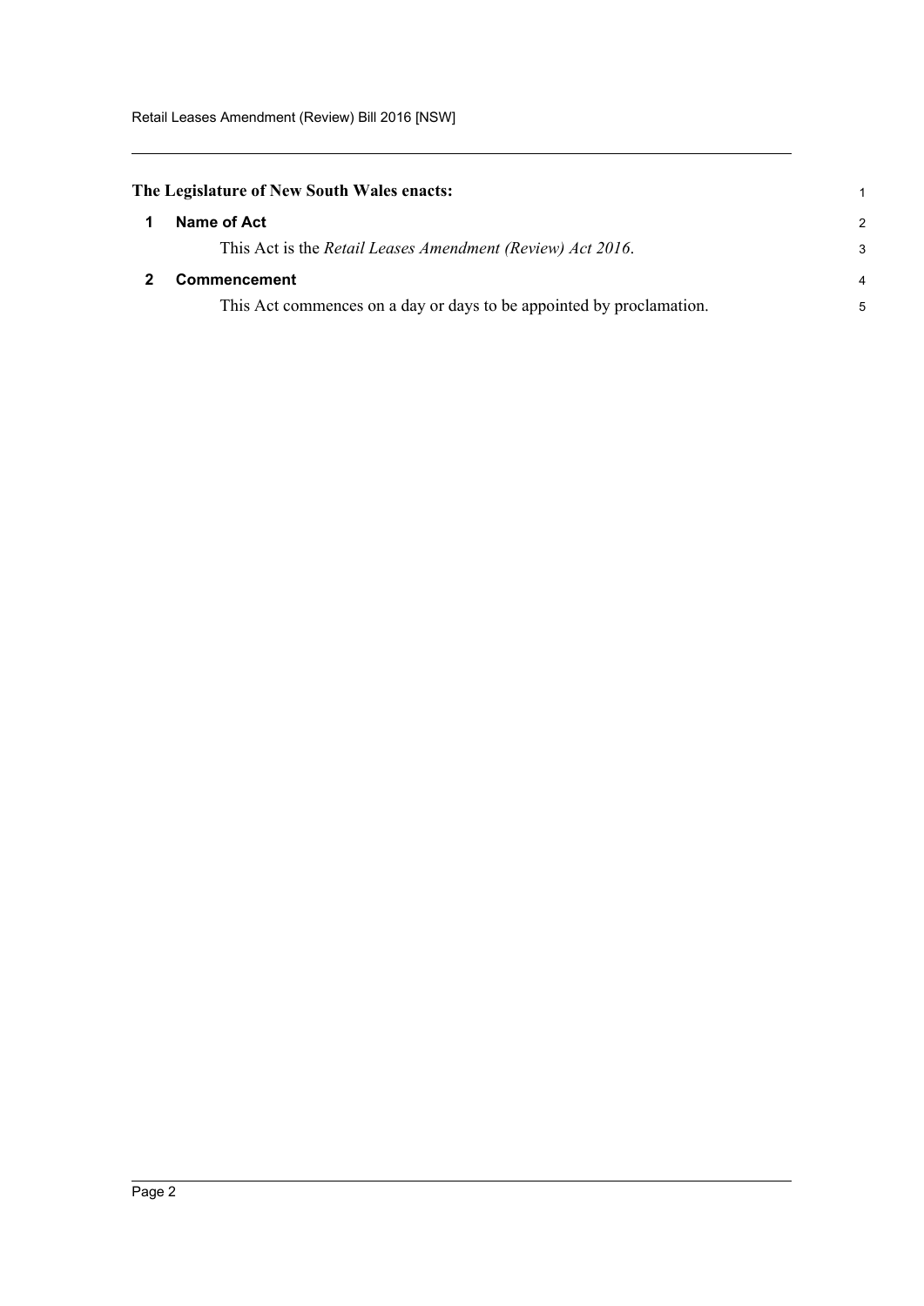**The Legislature of New South Wales enacts:**

## 1 Name of Act

This Act is the *Retail Leases Amendment (Review) Act 2016*.

## 2 Commencement

This Act commences on a day or days to be appointed by proclamation.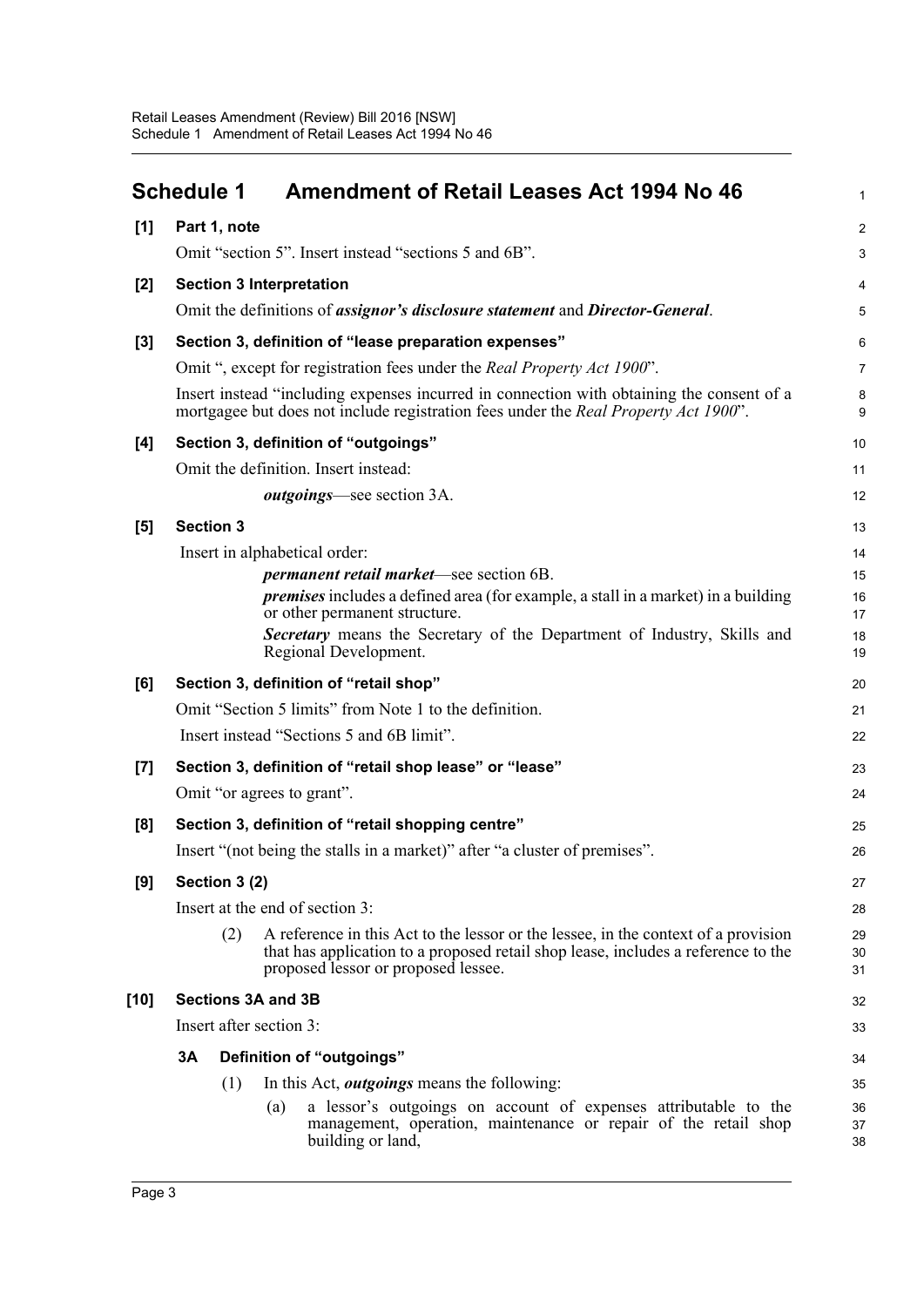## Schedule 1 Amendment of Retail Leases Act 1994 No 46

**[1] Part 1, note**

Omit "section 5". Insert instead "sections 5 and 6B".

**[2] Section 3 Interpretation**

Omit the definitions of ***assignor's disclosure statement*** and ***Director-General***.

**[3] Section 3, definition of "lease preparation expenses"**

Omit ", except for registration fees under the *Real Property Act 1900*".

Insert instead "including expenses incurred in connection with obtaining the consent of a mortgagee but does not include registration fees under the *Real Property Act 1900*".

**[4] Section 3, definition of "outgoings"**

Omit the definition. Insert instead:

> ***outgoings***—see section 3A.

**[5] Section 3**

Insert in alphabetical order:

> ***permanent retail market***—see section 6B.
>
> ***premises*** includes a defined area (for example, a stall in a market) in a building or other permanent structure.
>
> ***Secretary*** means the Secretary of the Department of Industry, Skills and Regional Development.

**[6] Section 3, definition of "retail shop"**

Omit "Section 5 limits" from Note 1 to the definition.

Insert instead "Sections 5 and 6B limit".

**[7] Section 3, definition of "retail shop lease" or "lease"**

Omit "or agrees to grant".

**[8] Section 3, definition of "retail shopping centre"**

Insert "(not being the stalls in a market)" after "a cluster of premises".

**[9] Section 3 (2)**

Insert at the end of section 3:

> (2) A reference in this Act to the lessor or the lessee, in the context of a provision that has application to a proposed retail shop lease, includes a reference to the proposed lessor or proposed lessee.

**[10] Sections 3A and 3B**

Insert after section 3:

> **3A Definition of "outgoings"**
>
> (1) In this Act, ***outgoings*** means the following:
>
> (a) a lessor's outgoings on account of expenses attributable to the management, operation, maintenance or repair of the retail shop building or land,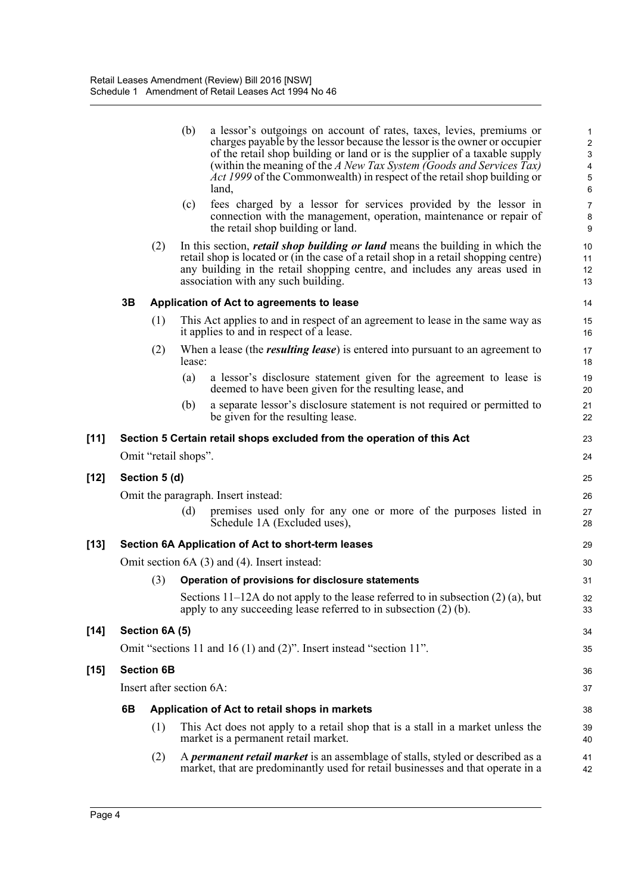(b) a lessor's outgoings on account of rates, taxes, levies, premiums or charges payable by the lessor because the lessor is the owner or occupier of the retail shop building or land or is the supplier of a taxable supply (within the meaning of the *A New Tax System (Goods and Services Tax) Act 1999* of the Commonwealth) in respect of the retail shop building or land,

(c) fees charged by a lessor for services provided by the lessor in connection with the management, operation, maintenance or repair of the retail shop building or land.

(2) In this section, ***retail shop building or land*** means the building in which the retail shop is located or (in the case of a retail shop in a retail shopping centre) any building in the retail shopping centre, and includes any areas used in association with any such building.

**3B Application of Act to agreements to lease**

(1) This Act applies to and in respect of an agreement to lease in the same way as it applies to and in respect of a lease.

(2) When a lease (the ***resulting lease***) is entered into pursuant to an agreement to lease:

(a) a lessor's disclosure statement given for the agreement to lease is deemed to have been given for the resulting lease, and

(b) a separate lessor's disclosure statement is not required or permitted to be given for the resulting lease.

**[11] Section 5 Certain retail shops excluded from the operation of this Act**

Omit "retail shops".

**[12] Section 5 (d)**

Omit the paragraph. Insert instead:

(d) premises used only for any one or more of the purposes listed in Schedule 1A (Excluded uses),

**[13] Section 6A Application of Act to short-term leases**

Omit section 6A (3) and (4). Insert instead:

(3) **Operation of provisions for disclosure statements**

Sections 11–12A do not apply to the lease referred to in subsection (2) (a), but apply to any succeeding lease referred to in subsection (2) (b).

**[14] Section 6A (5)**

Omit "sections 11 and 16 (1) and (2)". Insert instead "section 11".

**[15] Section 6B**

Insert after section 6A:

**6B Application of Act to retail shops in markets**

(1) This Act does not apply to a retail shop that is a stall in a market unless the market is a permanent retail market.

(2) A ***permanent retail market*** is an assemblage of stalls, styled or described as a market, that are predominantly used for retail businesses and that operate in a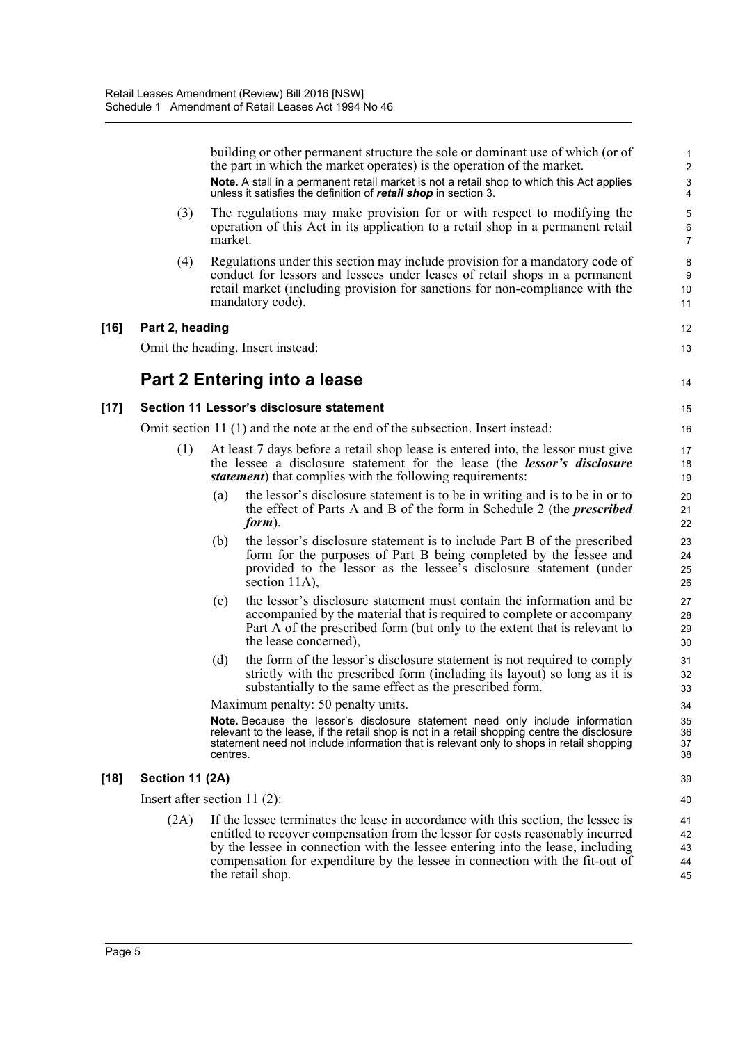building or other permanent structure the sole or dominant use of which (or of the part in which the market operates) is the operation of the market.

**Note.** A stall in a permanent retail market is not a retail shop to which this Act applies unless it satisfies the definition of ***retail shop*** in section 3.

(3) The regulations may make provision for or with respect to modifying the operation of this Act in its application to a retail shop in a permanent retail market.

(4) Regulations under this section may include provision for a mandatory code of conduct for lessors and lessees under leases of retail shops in a permanent retail market (including provision for sanctions for non-compliance with the mandatory code).

**[16] Part 2, heading**

Omit the heading. Insert instead:

## Part 2 Entering into a lease

**[17] Section 11 Lessor's disclosure statement**

Omit section 11 (1) and the note at the end of the subsection. Insert instead:

(1) At least 7 days before a retail shop lease is entered into, the lessor must give the lessee a disclosure statement for the lease (the ***lessor's disclosure statement***) that complies with the following requirements:

(a) the lessor's disclosure statement is to be in writing and is to be in or to the effect of Parts A and B of the form in Schedule 2 (the ***prescribed form***),

(b) the lessor's disclosure statement is to include Part B of the prescribed form for the purposes of Part B being completed by the lessee and provided to the lessor as the lessee's disclosure statement (under section 11A),

(c) the lessor's disclosure statement must contain the information and be accompanied by the material that is required to complete or accompany Part A of the prescribed form (but only to the extent that is relevant to the lease concerned),

(d) the form of the lessor's disclosure statement is not required to comply strictly with the prescribed form (including its layout) so long as it is substantially to the same effect as the prescribed form.

Maximum penalty: 50 penalty units.

**Note.** Because the lessor's disclosure statement need only include information relevant to the lease, if the retail shop is not in a retail shopping centre the disclosure statement need not include information that is relevant only to shops in retail shopping centres.

**[18] Section 11 (2A)**

Insert after section 11 (2):

(2A) If the lessee terminates the lease in accordance with this section, the lessee is entitled to recover compensation from the lessor for costs reasonably incurred by the lessee in connection with the lessee entering into the lease, including compensation for expenditure by the lessee in connection with the fit-out of the retail shop.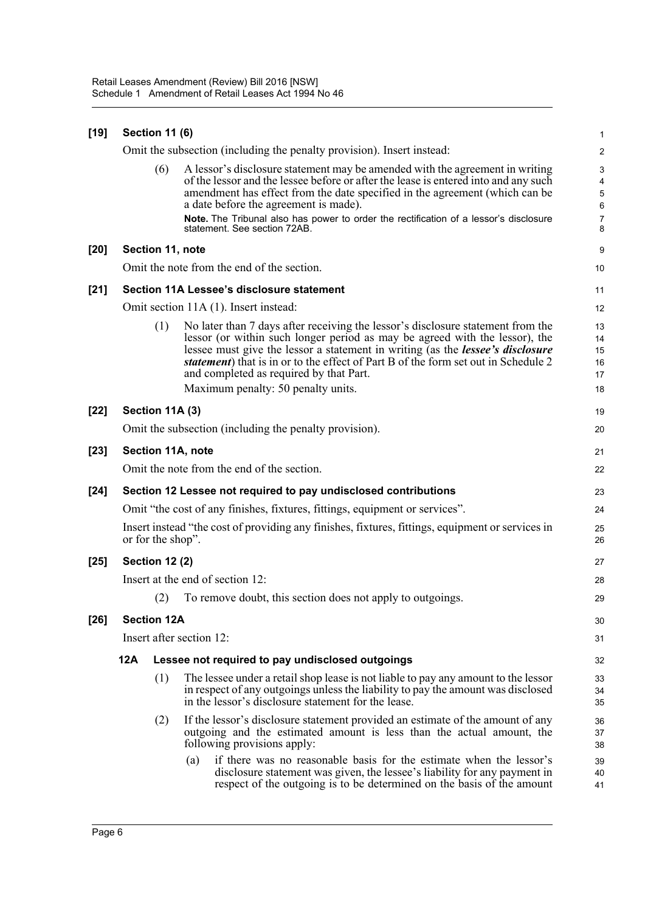**[19] Section 11 (6)**

Omit the subsection (including the penalty provision). Insert instead:

(6) A lessor's disclosure statement may be amended with the agreement in writing of the lessor and the lessee before or after the lease is entered into and any such amendment has effect from the date specified in the agreement (which can be a date before the agreement is made).

**Note.** The Tribunal also has power to order the rectification of a lessor's disclosure statement. See section 72AB.

**[20] Section 11, note**

Omit the note from the end of the section.

**[21] Section 11A Lessee's disclosure statement**

Omit section 11A (1). Insert instead:

(1) No later than 7 days after receiving the lessor's disclosure statement from the lessor (or within such longer period as may be agreed with the lessor), the lessee must give the lessor a statement in writing (as the ***lessee's disclosure statement***) that is in or to the effect of Part B of the form set out in Schedule 2 and completed as required by that Part.

Maximum penalty: 50 penalty units.

**[22] Section 11A (3)**

Omit the subsection (including the penalty provision).

**[23] Section 11A, note**

Omit the note from the end of the section.

**[24] Section 12 Lessee not required to pay undisclosed contributions**

Omit "the cost of any finishes, fixtures, fittings, equipment or services".

Insert instead "the cost of providing any finishes, fixtures, fittings, equipment or services in or for the shop".

**[25] Section 12 (2)**

Insert at the end of section 12:

(2) To remove doubt, this section does not apply to outgoings.

**[26] Section 12A**

Insert after section 12:

**12A Lessee not required to pay undisclosed outgoings**

(1) The lessee under a retail shop lease is not liable to pay any amount to the lessor in respect of any outgoings unless the liability to pay the amount was disclosed in the lessor's disclosure statement for the lease.

(2) If the lessor's disclosure statement provided an estimate of the amount of any outgoing and the estimated amount is less than the actual amount, the following provisions apply:

(a) if there was no reasonable basis for the estimate when the lessor's disclosure statement was given, the lessee's liability for any payment in respect of the outgoing is to be determined on the basis of the amount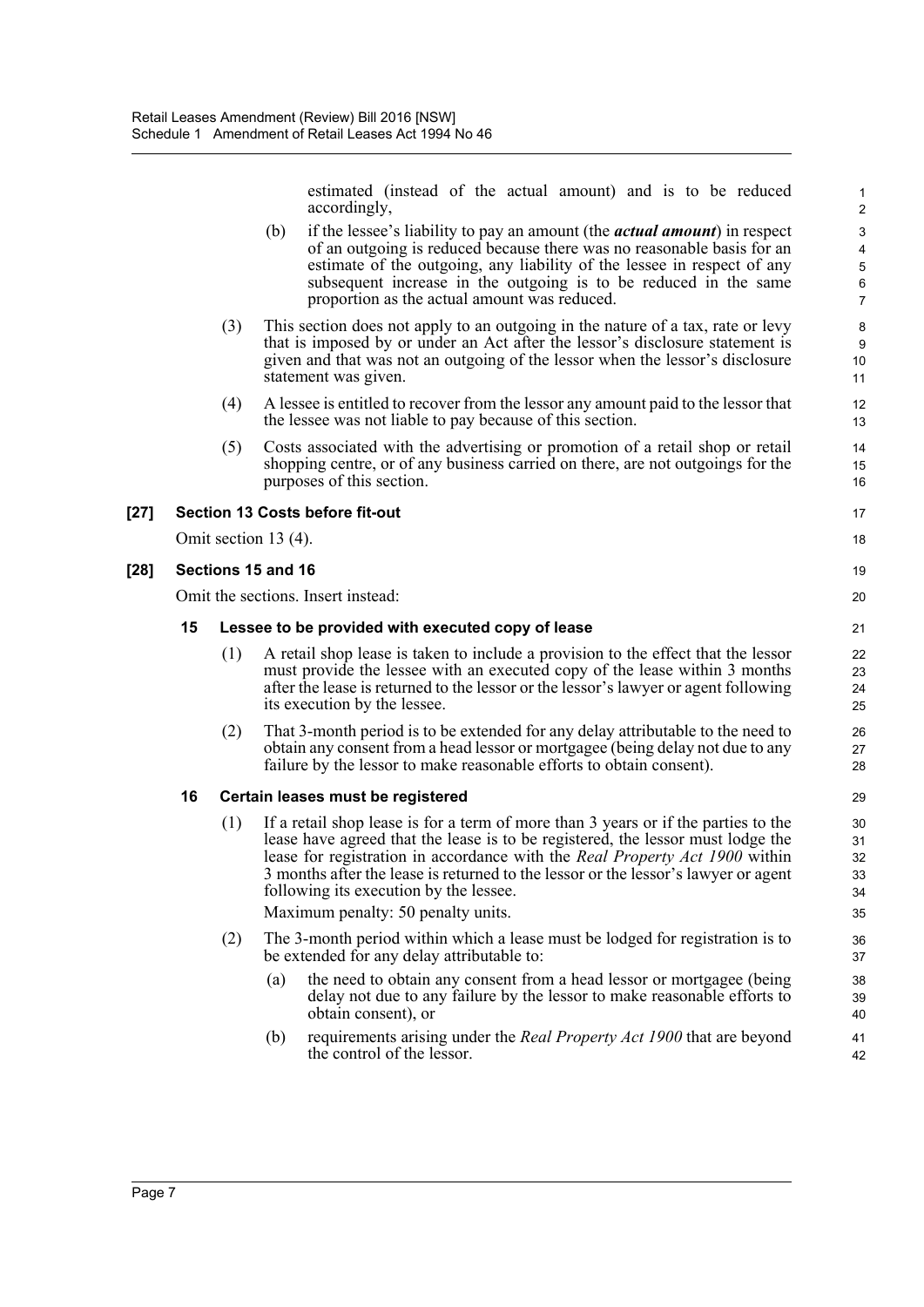estimated (instead of the actual amount) and is to be reduced accordingly,

(b) if the lessee's liability to pay an amount (the ***actual amount***) in respect of an outgoing is reduced because there was no reasonable basis for an estimate of the outgoing, any liability of the lessee in respect of any subsequent increase in the outgoing is to be reduced in the same proportion as the actual amount was reduced.

(3) This section does not apply to an outgoing in the nature of a tax, rate or levy that is imposed by or under an Act after the lessor's disclosure statement is given and that was not an outgoing of the lessor when the lessor's disclosure statement was given.

(4) A lessee is entitled to recover from the lessor any amount paid to the lessor that the lessee was not liable to pay because of this section.

(5) Costs associated with the advertising or promotion of a retail shop or retail shopping centre, or of any business carried on there, are not outgoings for the purposes of this section.

**[27] Section 13 Costs before fit-out**

Omit section 13 (4).

**[28] Sections 15 and 16**

Omit the sections. Insert instead:

**15 Lessee to be provided with executed copy of lease**

(1) A retail shop lease is taken to include a provision to the effect that the lessor must provide the lessee with an executed copy of the lease within 3 months after the lease is returned to the lessor or the lessor's lawyer or agent following its execution by the lessee.

(2) That 3-month period is to be extended for any delay attributable to the need to obtain any consent from a head lessor or mortgagee (being delay not due to any failure by the lessor to make reasonable efforts to obtain consent).

**16 Certain leases must be registered**

(1) If a retail shop lease is for a term of more than 3 years or if the parties to the lease have agreed that the lease is to be registered, the lessor must lodge the lease for registration in accordance with the *Real Property Act 1900* within 3 months after the lease is returned to the lessor or the lessor's lawyer or agent following its execution by the lessee.

Maximum penalty: 50 penalty units.

(2) The 3-month period within which a lease must be lodged for registration is to be extended for any delay attributable to:

(a) the need to obtain any consent from a head lessor or mortgagee (being delay not due to any failure by the lessor to make reasonable efforts to obtain consent), or

(b) requirements arising under the *Real Property Act 1900* that are beyond the control of the lessor.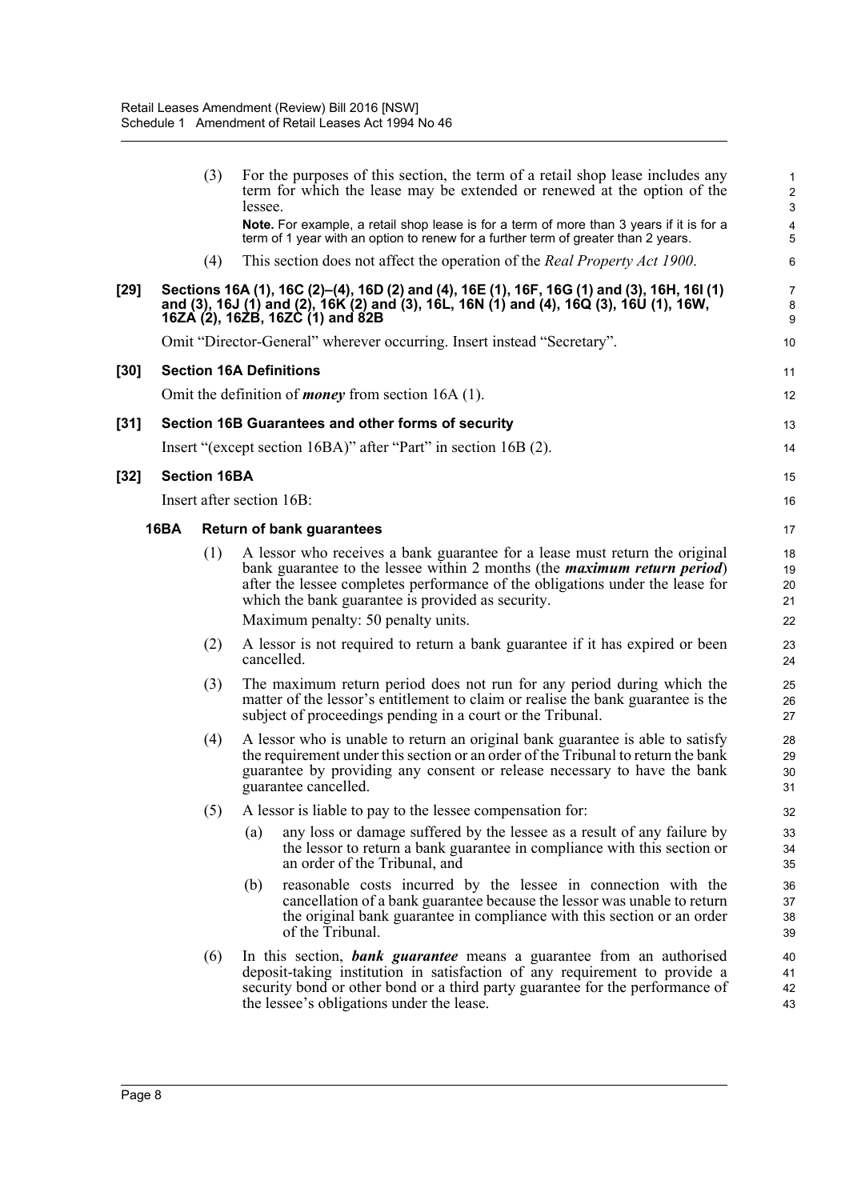(3) For the purposes of this section, the term of a retail shop lease includes any term for which the lease may be extended or renewed at the option of the lessee.

**Note.** For example, a retail shop lease is for a term of more than 3 years if it is for a term of 1 year with an option to renew for a further term of greater than 2 years.

(4) This section does not affect the operation of the *Real Property Act 1900*.

### [29] Sections 16A (1), 16C (2)–(4), 16D (2) and (4), 16E (1), 16F, 16G (1) and (3), 16H, 16I (1) and (3), 16J (1) and (2), 16K (2) and (3), 16L, 16N (1) and (4), 16Q (3), 16U (1), 16W, 16ZA (2), 16ZB, 16ZC (1) and 82B

Omit "Director-General" wherever occurring. Insert instead "Secretary".

### [30] Section 16A Definitions

Omit the definition of ***money*** from section 16A (1).

### [31] Section 16B Guarantees and other forms of security

Insert "(except section 16BA)" after "Part" in section 16B (2).

### [32] Section 16BA

Insert after section 16B:

#### 16BA Return of bank guarantees

(1) A lessor who receives a bank guarantee for a lease must return the original bank guarantee to the lessee within 2 months (the ***maximum return period***) after the lessee completes performance of the obligations under the lease for which the bank guarantee is provided as security.

Maximum penalty: 50 penalty units.

(2) A lessor is not required to return a bank guarantee if it has expired or been cancelled.

(3) The maximum return period does not run for any period during which the matter of the lessor's entitlement to claim or realise the bank guarantee is the subject of proceedings pending in a court or the Tribunal.

(4) A lessor who is unable to return an original bank guarantee is able to satisfy the requirement under this section or an order of the Tribunal to return the bank guarantee by providing any consent or release necessary to have the bank guarantee cancelled.

(5) A lessor is liable to pay to the lessee compensation for:

- (a) any loss or damage suffered by the lessee as a result of any failure by the lessor to return a bank guarantee in compliance with this section or an order of the Tribunal, and
- (b) reasonable costs incurred by the lessee in connection with the cancellation of a bank guarantee because the lessor was unable to return the original bank guarantee in compliance with this section or an order of the Tribunal.

(6) In this section, ***bank guarantee*** means a guarantee from an authorised deposit-taking institution in satisfaction of any requirement to provide a security bond or other bond or a third party guarantee for the performance of the lessee's obligations under the lease.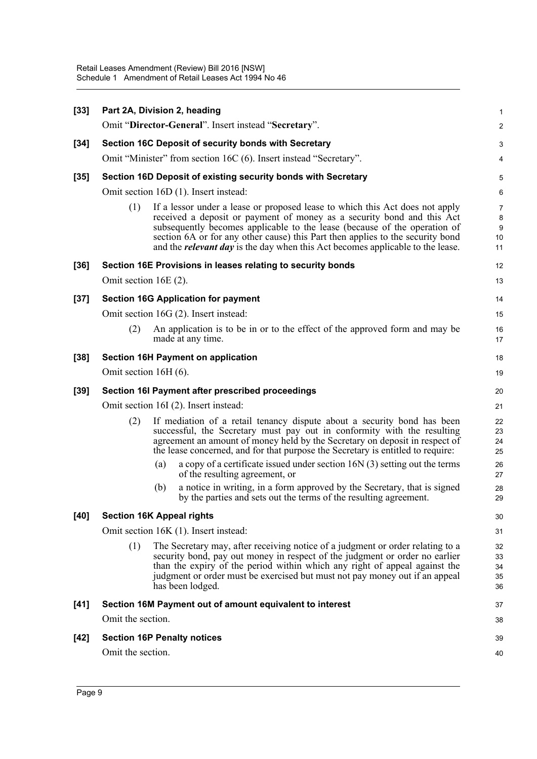**[33] Part 2A, Division 2, heading**

Omit "**Director-General**". Insert instead "**Secretary**".

**[34] Section 16C Deposit of security bonds with Secretary**

Omit "Minister" from section 16C (6). Insert instead "Secretary".

**[35] Section 16D Deposit of existing security bonds with Secretary**

Omit section 16D (1). Insert instead:

(1) If a lessor under a lease or proposed lease to which this Act does not apply received a deposit or payment of money as a security bond and this Act subsequently becomes applicable to the lease (because of the operation of section 6A or for any other cause) this Part then applies to the security bond and the ***relevant day*** is the day when this Act becomes applicable to the lease.

**[36] Section 16E Provisions in leases relating to security bonds**

Omit section 16E (2).

**[37] Section 16G Application for payment**

Omit section 16G (2). Insert instead:

(2) An application is to be in or to the effect of the approved form and may be made at any time.

**[38] Section 16H Payment on application**

Omit section 16H (6).

**[39] Section 16I Payment after prescribed proceedings**

Omit section 16I (2). Insert instead:

(2) If mediation of a retail tenancy dispute about a security bond has been successful, the Secretary must pay out in conformity with the resulting agreement an amount of money held by the Secretary on deposit in respect of the lease concerned, and for that purpose the Secretary is entitled to require:

(a) a copy of a certificate issued under section 16N (3) setting out the terms of the resulting agreement, or

(b) a notice in writing, in a form approved by the Secretary, that is signed by the parties and sets out the terms of the resulting agreement.

**[40] Section 16K Appeal rights**

Omit section 16K (1). Insert instead:

(1) The Secretary may, after receiving notice of a judgment or order relating to a security bond, pay out money in respect of the judgment or order no earlier than the expiry of the period within which any right of appeal against the judgment or order must be exercised but must not pay money out if an appeal has been lodged.

**[41] Section 16M Payment out of amount equivalent to interest**

Omit the section.

**[42] Section 16P Penalty notices**

Omit the section.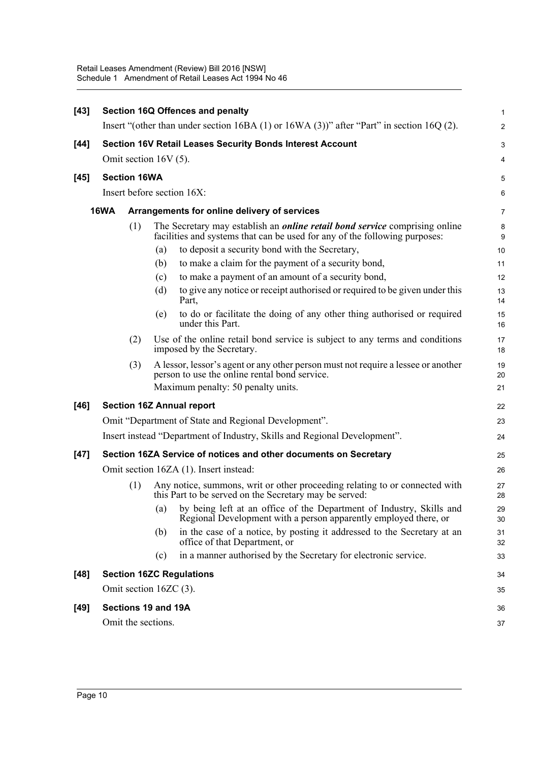**[43] Section 16Q Offences and penalty**

Insert "(other than under section 16BA (1) or 16WA (3))" after "Part" in section 16Q (2).

**[44] Section 16V Retail Leases Security Bonds Interest Account**

Omit section 16V (5).

**[45] Section 16WA**

Insert before section 16X:

**16WA Arrangements for online delivery of services**

(1) The Secretary may establish an ***online retail bond service*** comprising online facilities and systems that can be used for any of the following purposes:

(a) to deposit a security bond with the Secretary,

(b) to make a claim for the payment of a security bond,

(c) to make a payment of an amount of a security bond,

(d) to give any notice or receipt authorised or required to be given under this Part,

(e) to do or facilitate the doing of any other thing authorised or required under this Part.

(2) Use of the online retail bond service is subject to any terms and conditions imposed by the Secretary.

(3) A lessor, lessor's agent or any other person must not require a lessee or another person to use the online rental bond service.

Maximum penalty: 50 penalty units.

**[46] Section 16Z Annual report**

Omit "Department of State and Regional Development".

Insert instead "Department of Industry, Skills and Regional Development".

**[47] Section 16ZA Service of notices and other documents on Secretary**

Omit section 16ZA (1). Insert instead:

(1) Any notice, summons, writ or other proceeding relating to or connected with this Part to be served on the Secretary may be served:

(a) by being left at an office of the Department of Industry, Skills and Regional Development with a person apparently employed there, or

(b) in the case of a notice, by posting it addressed to the Secretary at an office of that Department, or

(c) in a manner authorised by the Secretary for electronic service.

**[48] Section 16ZC Regulations**

Omit section 16ZC (3).

**[49] Sections 19 and 19A**

Omit the sections.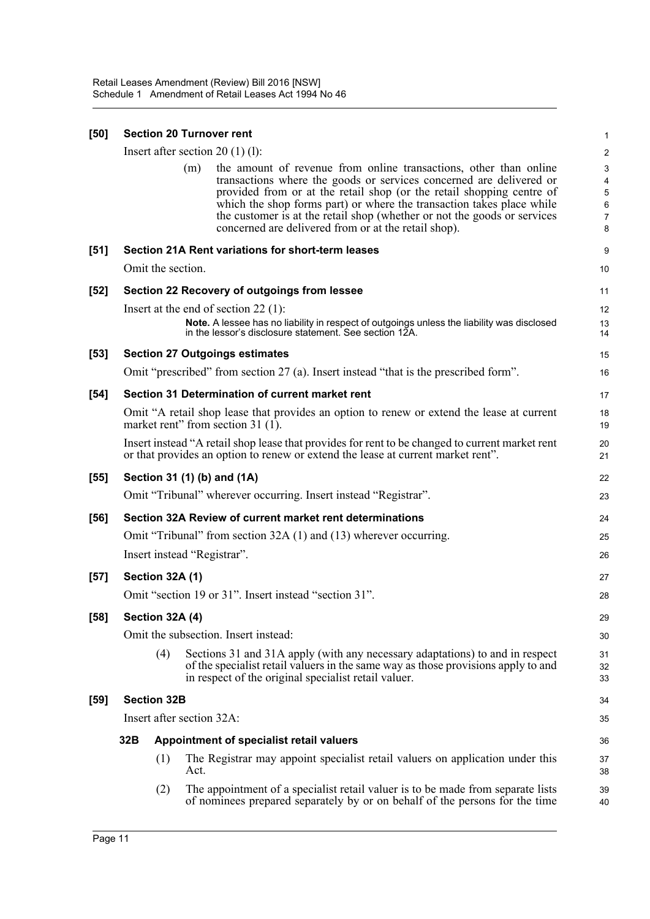**[50] Section 20 Turnover rent**

Insert after section 20 (1) (l):

(m) the amount of revenue from online transactions, other than online transactions where the goods or services concerned are delivered or provided from or at the retail shop (or the retail shopping centre of which the shop forms part) or where the transaction takes place while the customer is at the retail shop (whether or not the goods or services concerned are delivered from or at the retail shop).

**[51] Section 21A Rent variations for short-term leases**

Omit the section.

**[52] Section 22 Recovery of outgoings from lessee**

Insert at the end of section 22 (1):

**Note.** A lessee has no liability in respect of outgoings unless the liability was disclosed in the lessor's disclosure statement. See section 12A.

**[53] Section 27 Outgoings estimates**

Omit "prescribed" from section 27 (a). Insert instead "that is the prescribed form".

**[54] Section 31 Determination of current market rent**

Omit "A retail shop lease that provides an option to renew or extend the lease at current market rent" from section 31 (1).

Insert instead "A retail shop lease that provides for rent to be changed to current market rent or that provides an option to renew or extend the lease at current market rent".

**[55] Section 31 (1) (b) and (1A)**

Omit "Tribunal" wherever occurring. Insert instead "Registrar".

**[56] Section 32A Review of current market rent determinations**

Omit "Tribunal" from section 32A (1) and (13) wherever occurring.

Insert instead "Registrar".

**[57] Section 32A (1)**

Omit "section 19 or 31". Insert instead "section 31".

**[58] Section 32A (4)**

Omit the subsection. Insert instead:

(4) Sections 31 and 31A apply (with any necessary adaptations) to and in respect of the specialist retail valuers in the same way as those provisions apply to and in respect of the original specialist retail valuer.

**[59] Section 32B**

Insert after section 32A:

**32B Appointment of specialist retail valuers**

(1) The Registrar may appoint specialist retail valuers on application under this Act.

(2) The appointment of a specialist retail valuer is to be made from separate lists of nominees prepared separately by or on behalf of the persons for the time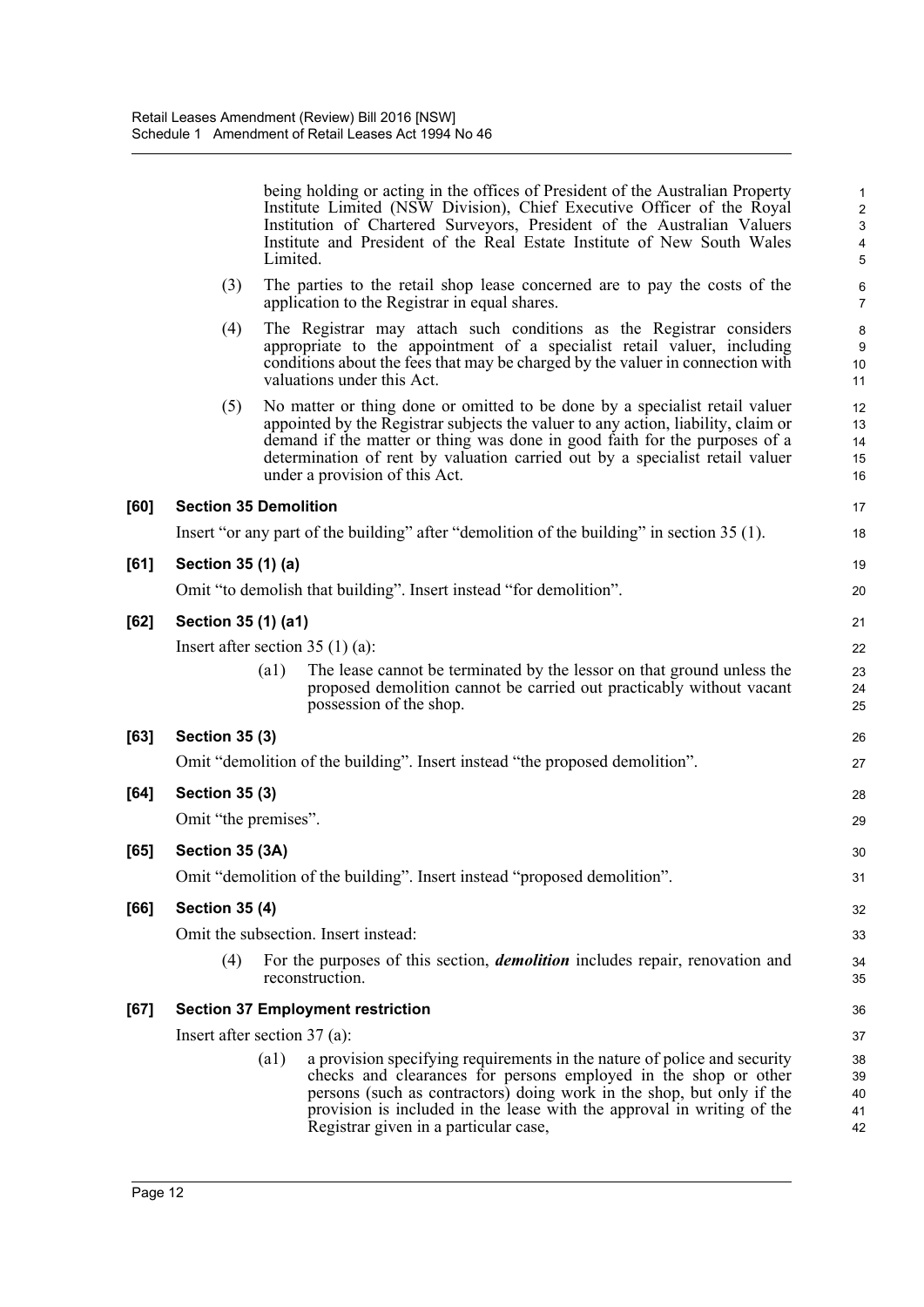being holding or acting in the offices of President of the Australian Property Institute Limited (NSW Division), Chief Executive Officer of the Royal Institution of Chartered Surveyors, President of the Australian Valuers Institute and President of the Real Estate Institute of New South Wales Limited.

(3) The parties to the retail shop lease concerned are to pay the costs of the application to the Registrar in equal shares.

(4) The Registrar may attach such conditions as the Registrar considers appropriate to the appointment of a specialist retail valuer, including conditions about the fees that may be charged by the valuer in connection with valuations under this Act.

(5) No matter or thing done or omitted to be done by a specialist retail valuer appointed by the Registrar subjects the valuer to any action, liability, claim or demand if the matter or thing was done in good faith for the purposes of a determination of rent by valuation carried out by a specialist retail valuer under a provision of this Act.

### [60] Section 35 Demolition

Insert "or any part of the building" after "demolition of the building" in section 35 (1).

### [61] Section 35 (1) (a)

Omit "to demolish that building". Insert instead "for demolition".

### [62] Section 35 (1) (a1)

Insert after section 35 (1) (a):

(a1) The lease cannot be terminated by the lessor on that ground unless the proposed demolition cannot be carried out practicably without vacant possession of the shop.

### [63] Section 35 (3)

Omit "demolition of the building". Insert instead "the proposed demolition".

### [64] Section 35 (3)

Omit "the premises".

### [65] Section 35 (3A)

Omit "demolition of the building". Insert instead "proposed demolition".

### [66] Section 35 (4)

Omit the subsection. Insert instead:

(4) For the purposes of this section, ***demolition*** includes repair, renovation and reconstruction.

### [67] Section 37 Employment restriction

Insert after section 37 (a):

(a1) a provision specifying requirements in the nature of police and security checks and clearances for persons employed in the shop or other persons (such as contractors) doing work in the shop, but only if the provision is included in the lease with the approval in writing of the Registrar given in a particular case,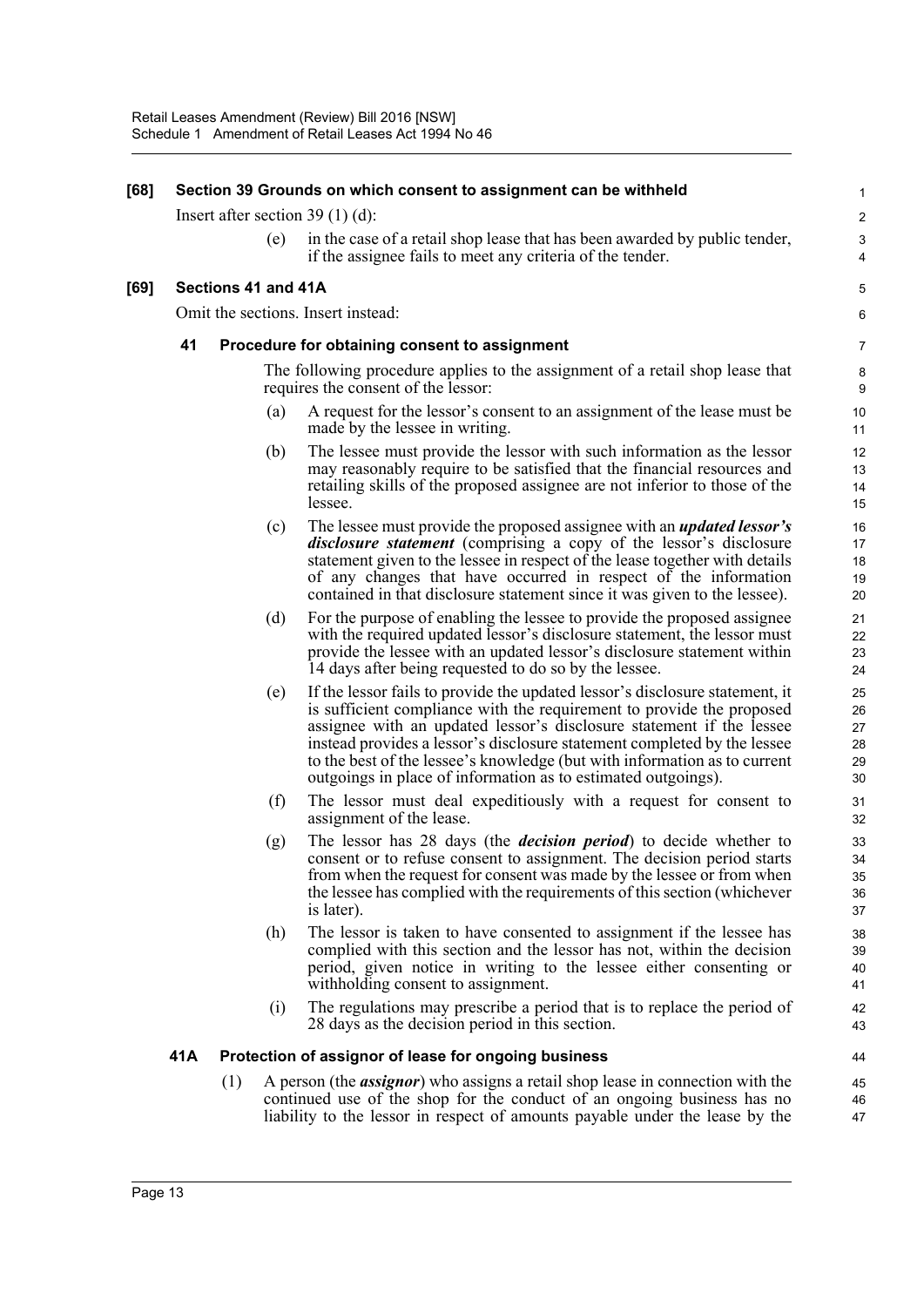**[68] Section 39 Grounds on which consent to assignment can be withheld**

Insert after section 39 (1) (d):

(e) in the case of a retail shop lease that has been awarded by public tender, if the assignee fails to meet any criteria of the tender.

**[69] Sections 41 and 41A**

Omit the sections. Insert instead:

**41 Procedure for obtaining consent to assignment**

The following procedure applies to the assignment of a retail shop lease that requires the consent of the lessor:

(a) A request for the lessor's consent to an assignment of the lease must be made by the lessee in writing.

(b) The lessee must provide the lessor with such information as the lessor may reasonably require to be satisfied that the financial resources and retailing skills of the proposed assignee are not inferior to those of the lessee.

(c) The lessee must provide the proposed assignee with an ***updated lessor's disclosure statement*** (comprising a copy of the lessor's disclosure statement given to the lessee in respect of the lease together with details of any changes that have occurred in respect of the information contained in that disclosure statement since it was given to the lessee).

(d) For the purpose of enabling the lessee to provide the proposed assignee with the required updated lessor's disclosure statement, the lessor must provide the lessee with an updated lessor's disclosure statement within 14 days after being requested to do so by the lessee.

(e) If the lessor fails to provide the updated lessor's disclosure statement, it is sufficient compliance with the requirement to provide the proposed assignee with an updated lessor's disclosure statement if the lessee instead provides a lessor's disclosure statement completed by the lessee to the best of the lessee's knowledge (but with information as to current outgoings in place of information as to estimated outgoings).

(f) The lessor must deal expeditiously with a request for consent to assignment of the lease.

(g) The lessor has 28 days (the ***decision period***) to decide whether to consent or to refuse consent to assignment. The decision period starts from when the request for consent was made by the lessee or from when the lessee has complied with the requirements of this section (whichever is later).

(h) The lessor is taken to have consented to assignment if the lessee has complied with this section and the lessor has not, within the decision period, given notice in writing to the lessee either consenting or withholding consent to assignment.

(i) The regulations may prescribe a period that is to replace the period of 28 days as the decision period in this section.

**41A Protection of assignor of lease for ongoing business**

(1) A person (the ***assignor***) who assigns a retail shop lease in connection with the continued use of the shop for the conduct of an ongoing business has no liability to the lessor in respect of amounts payable under the lease by the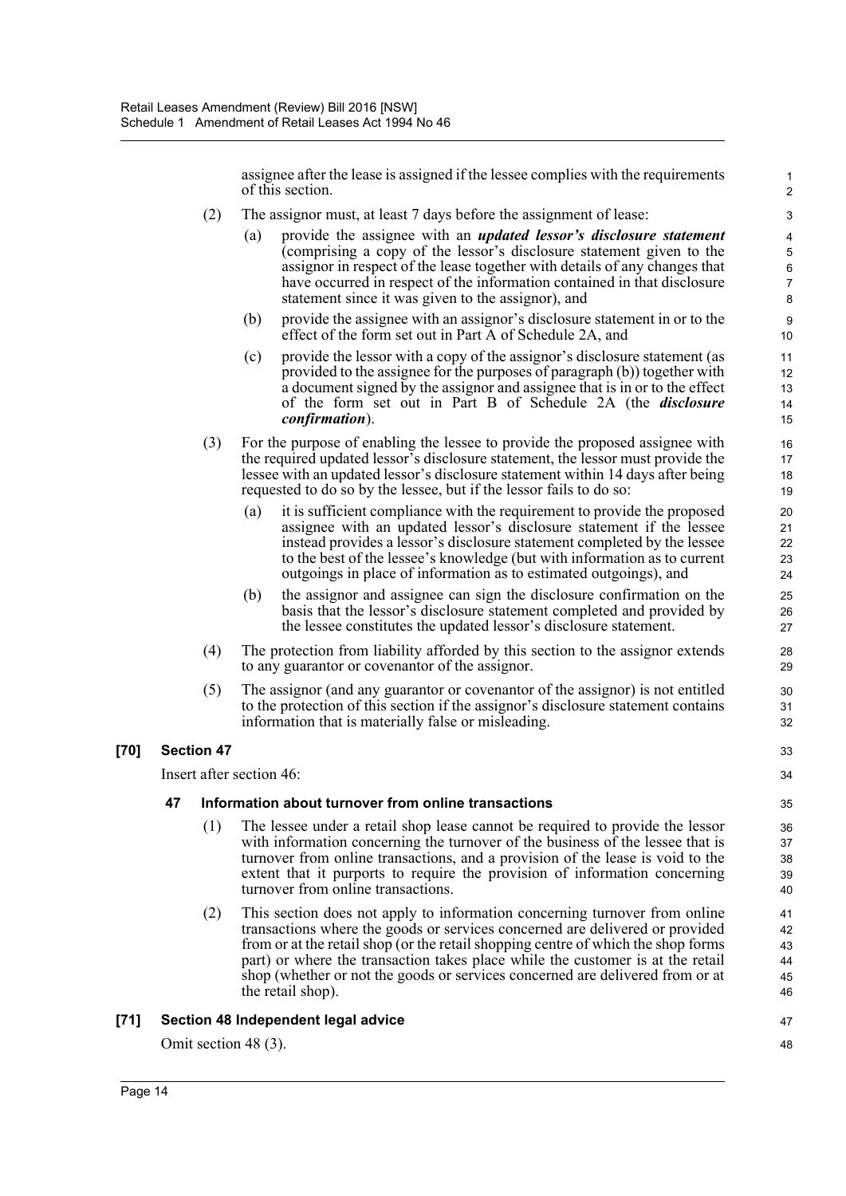assignee after the lease is assigned if the lessee complies with the requirements of this section.

(2) The assignor must, at least 7 days before the assignment of lease:

(a) provide the assignee with an ***updated lessor's disclosure statement*** (comprising a copy of the lessor's disclosure statement given to the assignor in respect of the lease together with details of any changes that have occurred in respect of the information contained in that disclosure statement since it was given to the assignor), and

(b) provide the assignee with an assignor's disclosure statement in or to the effect of the form set out in Part A of Schedule 2A, and

(c) provide the lessor with a copy of the assignor's disclosure statement (as provided to the assignee for the purposes of paragraph (b)) together with a document signed by the assignor and assignee that is in or to the effect of the form set out in Part B of Schedule 2A (the ***disclosure confirmation***).

(3) For the purpose of enabling the lessee to provide the proposed assignee with the required updated lessor's disclosure statement, the lessor must provide the lessee with an updated lessor's disclosure statement within 14 days after being requested to do so by the lessee, but if the lessor fails to do so:

(a) it is sufficient compliance with the requirement to provide the proposed assignee with an updated lessor's disclosure statement if the lessee instead provides a lessor's disclosure statement completed by the lessee to the best of the lessee's knowledge (but with information as to current outgoings in place of information as to estimated outgoings), and

(b) the assignor and assignee can sign the disclosure confirmation on the basis that the lessor's disclosure statement completed and provided by the lessee constitutes the updated lessor's disclosure statement.

(4) The protection from liability afforded by this section to the assignor extends to any guarantor or covenantor of the assignor.

(5) The assignor (and any guarantor or covenantor of the assignor) is not entitled to the protection of this section if the assignor's disclosure statement contains information that is materially false or misleading.

**[70] Section 47**

Insert after section 46:

**47 Information about turnover from online transactions**

(1) The lessee under a retail shop lease cannot be required to provide the lessor with information concerning the turnover of the business of the lessee that is turnover from online transactions, and a provision of the lease is void to the extent that it purports to require the provision of information concerning turnover from online transactions.

(2) This section does not apply to information concerning turnover from online transactions where the goods or services concerned are delivered or provided from or at the retail shop (or the retail shopping centre of which the shop forms part) or where the transaction takes place while the customer is at the retail shop (whether or not the goods or services concerned are delivered from or at the retail shop).

**[71] Section 48 Independent legal advice**

Omit section 48 (3).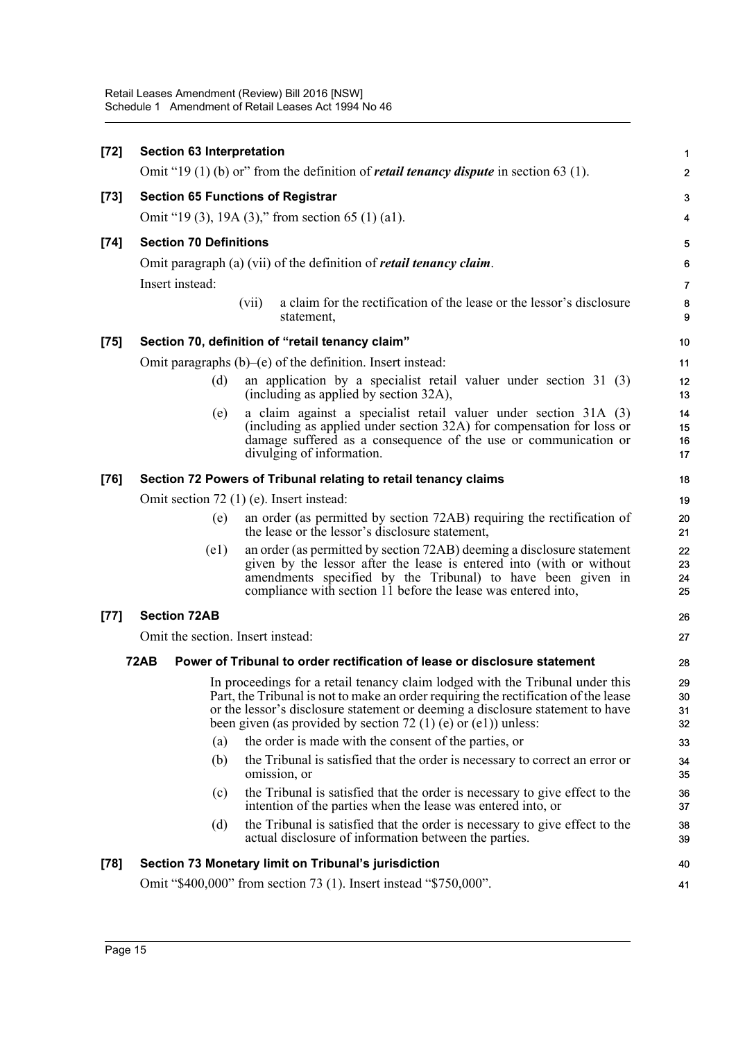**[72] Section 63 Interpretation**

Omit "19 (1) (b) or" from the definition of ***retail tenancy dispute*** in section 63 (1).

**[73] Section 65 Functions of Registrar**

Omit "19 (3), 19A (3)," from section 65 (1) (a1).

**[74] Section 70 Definitions**

Omit paragraph (a) (vii) of the definition of ***retail tenancy claim***.

Insert instead:

(vii) a claim for the rectification of the lease or the lessor's disclosure statement,

**[75] Section 70, definition of "retail tenancy claim"**

Omit paragraphs (b)–(e) of the definition. Insert instead:

(d) an application by a specialist retail valuer under section 31 (3) (including as applied by section 32A),

(e) a claim against a specialist retail valuer under section 31A (3) (including as applied under section 32A) for compensation for loss or damage suffered as a consequence of the use or communication or divulging of information.

**[76] Section 72 Powers of Tribunal relating to retail tenancy claims**

Omit section 72 (1) (e). Insert instead:

(e) an order (as permitted by section 72AB) requiring the rectification of the lease or the lessor's disclosure statement,

(e1) an order (as permitted by section 72AB) deeming a disclosure statement given by the lessor after the lease is entered into (with or without amendments specified by the Tribunal) to have been given in compliance with section 11 before the lease was entered into,

**[77] Section 72AB**

Omit the section. Insert instead:

**72AB Power of Tribunal to order rectification of lease or disclosure statement**

In proceedings for a retail tenancy claim lodged with the Tribunal under this Part, the Tribunal is not to make an order requiring the rectification of the lease or the lessor's disclosure statement or deeming a disclosure statement to have been given (as provided by section 72 (1) (e) or (e1)) unless:

(a) the order is made with the consent of the parties, or

(b) the Tribunal is satisfied that the order is necessary to correct an error or omission, or

(c) the Tribunal is satisfied that the order is necessary to give effect to the intention of the parties when the lease was entered into, or

(d) the Tribunal is satisfied that the order is necessary to give effect to the actual disclosure of information between the parties.

**[78] Section 73 Monetary limit on Tribunal's jurisdiction**

Omit "$400,000" from section 73 (1). Insert instead "$750,000".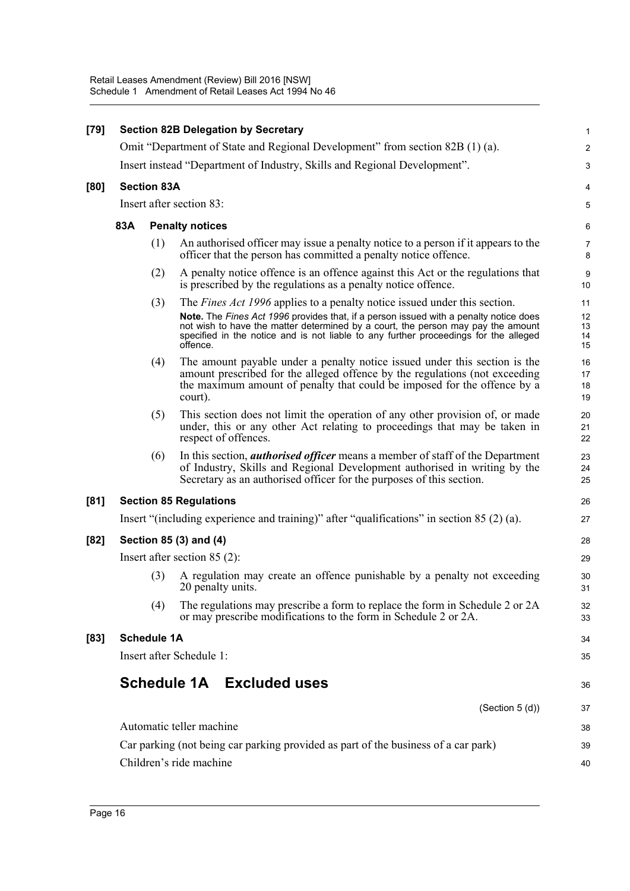**[79] Section 82B Delegation by Secretary**

Omit "Department of State and Regional Development" from section 82B (1) (a).

Insert instead "Department of Industry, Skills and Regional Development".

**[80] Section 83A**

Insert after section 83:

**83A Penalty notices**

(1) An authorised officer may issue a penalty notice to a person if it appears to the officer that the person has committed a penalty notice offence.

(2) A penalty notice offence is an offence against this Act or the regulations that is prescribed by the regulations as a penalty notice offence.

(3) The *Fines Act 1996* applies to a penalty notice issued under this section.

**Note.** The *Fines Act 1996* provides that, if a person issued with a penalty notice does not wish to have the matter determined by a court, the person may pay the amount specified in the notice and is not liable to any further proceedings for the alleged offence.

(4) The amount payable under a penalty notice issued under this section is the amount prescribed for the alleged offence by the regulations (not exceeding the maximum amount of penalty that could be imposed for the offence by a court).

(5) This section does not limit the operation of any other provision of, or made under, this or any other Act relating to proceedings that may be taken in respect of offences.

(6) In this section, ***authorised officer*** means a member of staff of the Department of Industry, Skills and Regional Development authorised in writing by the Secretary as an authorised officer for the purposes of this section.

**[81] Section 85 Regulations**

Insert "(including experience and training)" after "qualifications" in section 85 (2) (a).

**[82] Section 85 (3) and (4)**

Insert after section 85 (2):

(3) A regulation may create an offence punishable by a penalty not exceeding 20 penalty units.

(4) The regulations may prescribe a form to replace the form in Schedule 2 or 2A or may prescribe modifications to the form in Schedule 2 or 2A.

**[83] Schedule 1A**

Insert after Schedule 1:

## Schedule 1A Excluded uses

(Section 5 (d))

Automatic teller machine

Car parking (not being car parking provided as part of the business of a car park)

Children's ride machine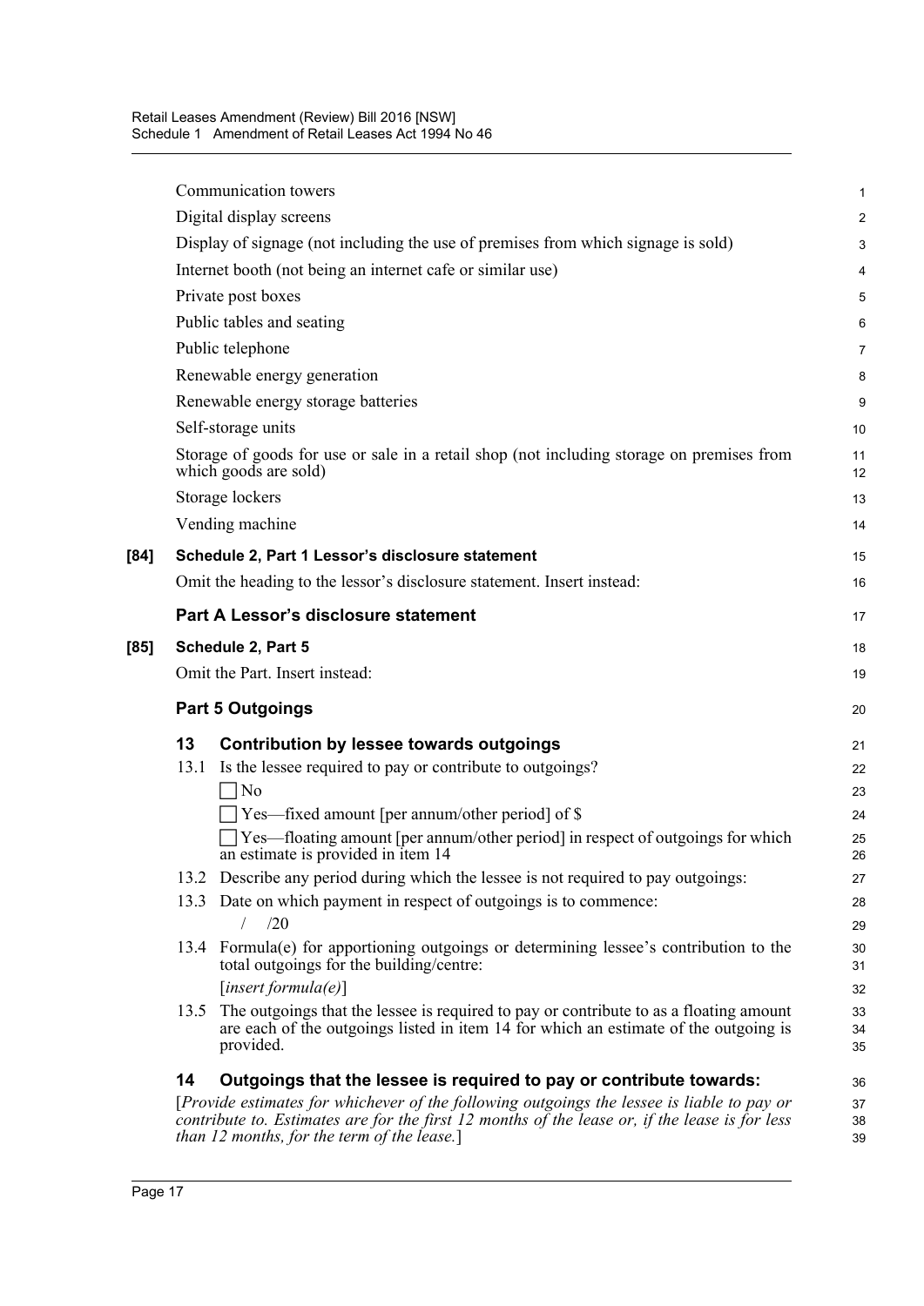Communication towers

Digital display screens

Display of signage (not including the use of premises from which signage is sold)

Internet booth (not being an internet cafe or similar use)

Private post boxes

Public tables and seating

Public telephone

Renewable energy generation

Renewable energy storage batteries

Self-storage units

Storage of goods for use or sale in a retail shop (not including storage on premises from which goods are sold)

Storage lockers

Vending machine

**[84] Schedule 2, Part 1 Lessor's disclosure statement**

Omit the heading to the lessor's disclosure statement. Insert instead:

### Part A Lessor's disclosure statement

**[85] Schedule 2, Part 5**

Omit the Part. Insert instead:

### Part 5 Outgoings

#### 13 Contribution by lessee towards outgoings

13.1 Is the lessee required to pay or contribute to outgoings?

☐ No

☐ Yes—fixed amount [per annum/other period] of $

☐ Yes—floating amount [per annum/other period] in respect of outgoings for which an estimate is provided in item 14

13.2 Describe any period during which the lessee is not required to pay outgoings:

13.3 Date on which payment in respect of outgoings is to commence:

/ /20

13.4 Formula(e) for apportioning outgoings or determining lessee's contribution to the total outgoings for the building/centre:

[*insert formula(e)*]

13.5 The outgoings that the lessee is required to pay or contribute to as a floating amount are each of the outgoings listed in item 14 for which an estimate of the outgoing is provided.

#### 14 Outgoings that the lessee is required to pay or contribute towards:

[*Provide estimates for whichever of the following outgoings the lessee is liable to pay or contribute to. Estimates are for the first 12 months of the lease or, if the lease is for less than 12 months, for the term of the lease.*]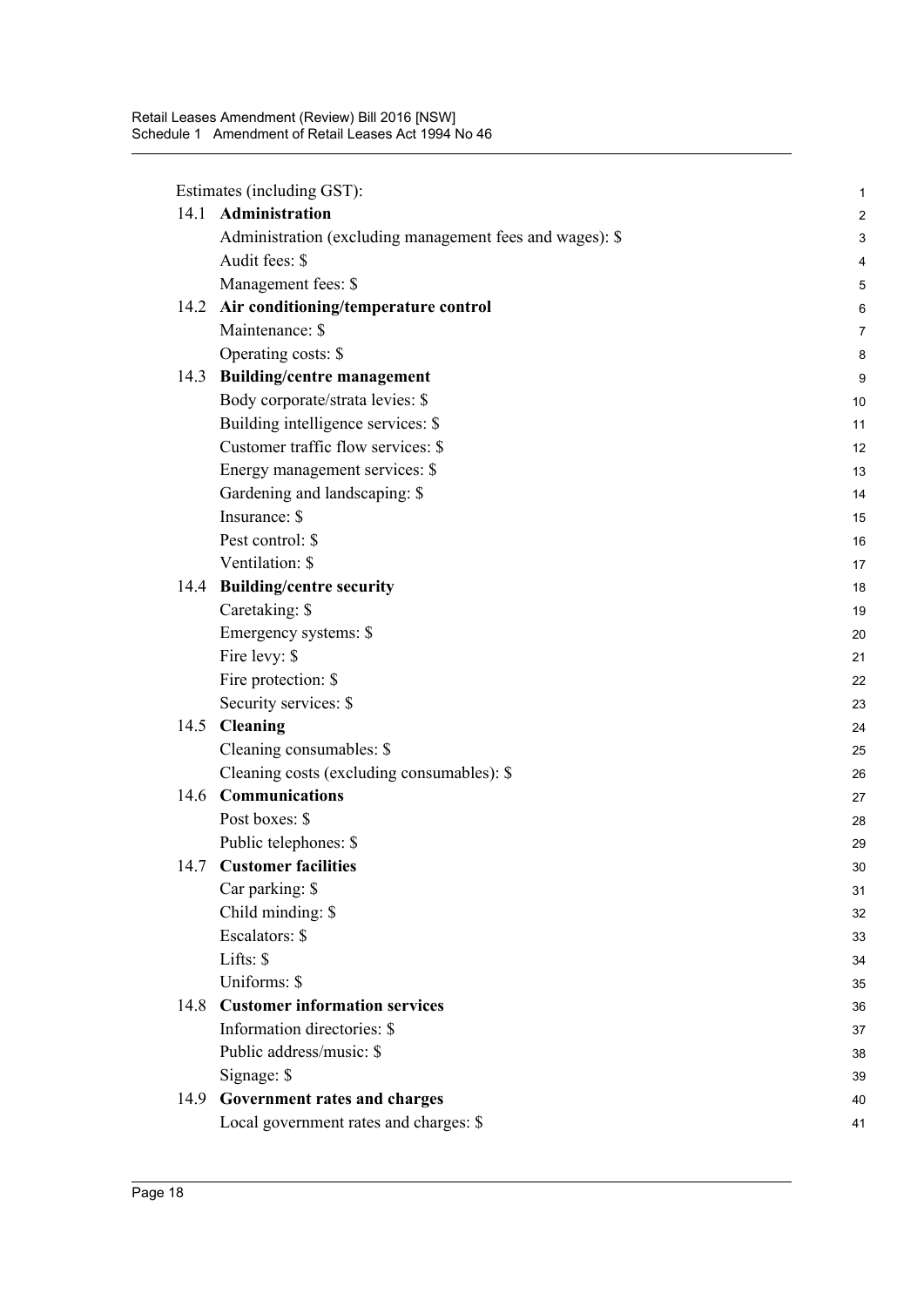Estimates (including GST):

14.1 **Administration**

Administration (excluding management fees and wages): $

Audit fees: $

Management fees: $

14.2 **Air conditioning/temperature control**

Maintenance: $

Operating costs: $

14.3 **Building/centre management**

Body corporate/strata levies: $

Building intelligence services: $

Customer traffic flow services: $

Energy management services: $

Gardening and landscaping: $

Insurance: $

Pest control: $

Ventilation: $

14.4 **Building/centre security**

Caretaking: $

Emergency systems: $

Fire levy: $

Fire protection: $

Security services: $

14.5 **Cleaning**

Cleaning consumables: $

Cleaning costs (excluding consumables): $

14.6 **Communications**

Post boxes: $

Public telephones: $

14.7 **Customer facilities**

Car parking: $

Child minding: $

Escalators: $

Lifts: $

Uniforms: $

14.8 **Customer information services**

Information directories: $

Public address/music: $

Signage: $

14.9 **Government rates and charges**

Local government rates and charges: $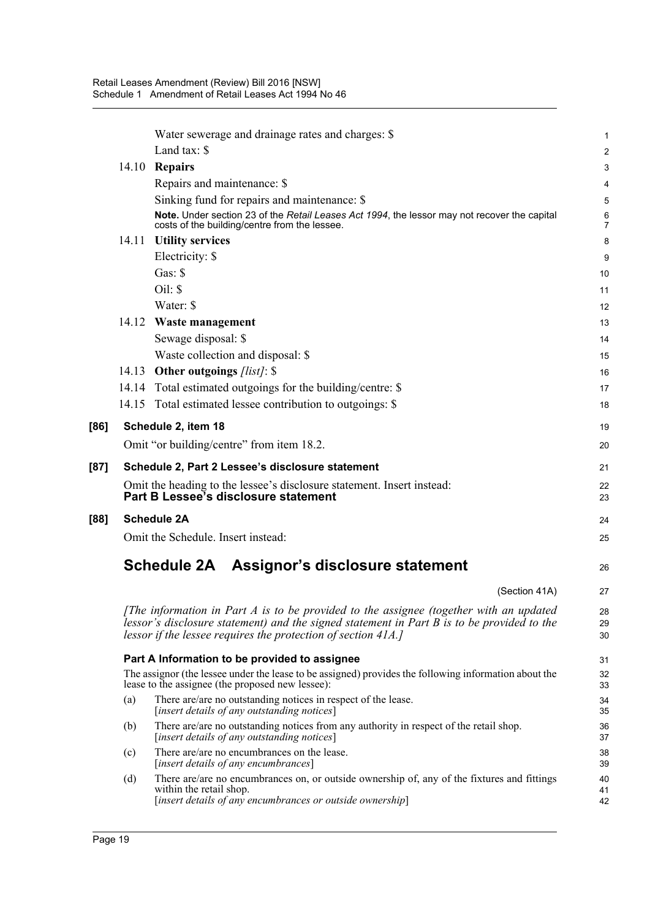Water sewerage and drainage rates and charges: $

Land tax: $

14.10 **Repairs**

Repairs and maintenance: $

Sinking fund for repairs and maintenance: $

**Note.** Under section 23 of the *Retail Leases Act 1994*, the lessor may not recover the capital costs of the building/centre from the lessee.

14.11 **Utility services**

Electricity: $

Gas: $

Oil: $

Water: $

14.12 **Waste management**

Sewage disposal: $

Waste collection and disposal: $

14.13 **Other outgoings** *[list]*: $

14.14 Total estimated outgoings for the building/centre: $

14.15 Total estimated lessee contribution to outgoings: $

**[86] Schedule 2, item 18**

Omit "or building/centre" from item 18.2.

**[87] Schedule 2, Part 2 Lessee's disclosure statement**

Omit the heading to the lessee's disclosure statement. Insert instead:

**Part B Lessee's disclosure statement**

**[88] Schedule 2A**

Omit the Schedule. Insert instead:

## Schedule 2A Assignor's disclosure statement

(Section 41A)

*[The information in Part A is to be provided to the assignee (together with an updated lessor's disclosure statement) and the signed statement in Part B is to be provided to the lessor if the lessee requires the protection of section 41A.]*

### Part A Information to be provided to assignee

The assignor (the lessee under the lease to be assigned) provides the following information about the lease to the assignee (the proposed new lessee):

(a) There are/are no outstanding notices in respect of the lease.
[*insert details of any outstanding notices*]

(b) There are/are no outstanding notices from any authority in respect of the retail shop.
[*insert details of any outstanding notices*]

(c) There are/are no encumbrances on the lease.
[*insert details of any encumbrances*]

(d) There are/are no encumbrances on, or outside ownership of, any of the fixtures and fittings within the retail shop.
[*insert details of any encumbrances or outside ownership*]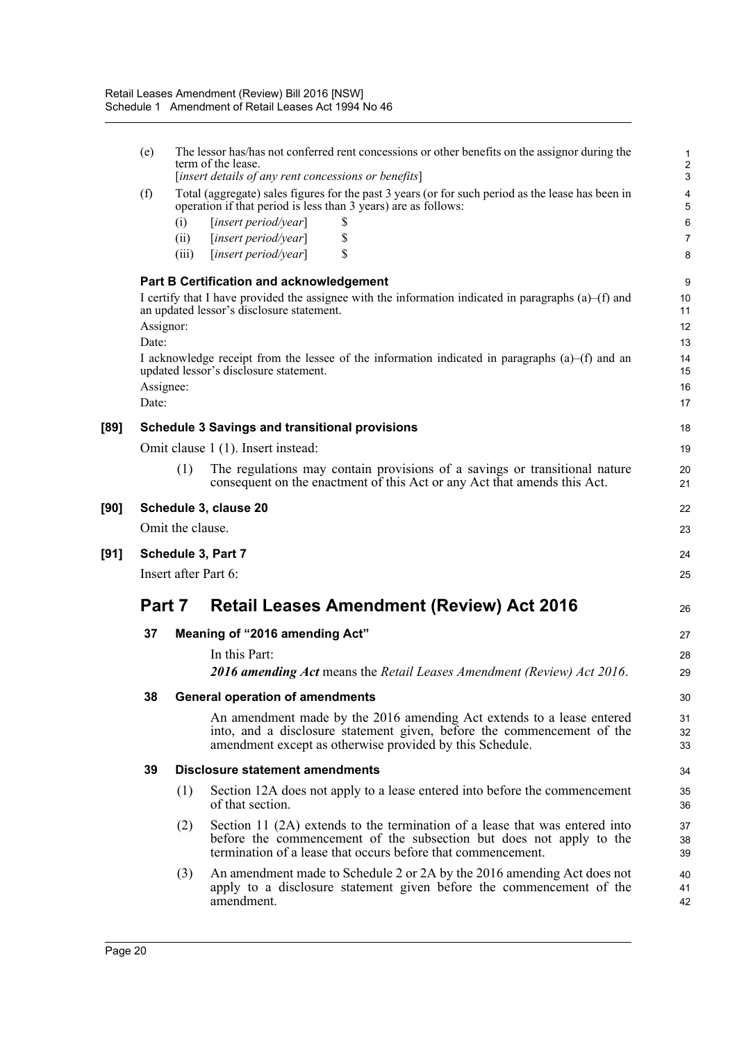(e) The lessor has/has not conferred rent concessions or other benefits on the assignor during the term of the lease.
[*insert details of any rent concessions or benefits*]

(f) Total (aggregate) sales figures for the past 3 years (or for such period as the lease has been in operation if that period is less than 3 years) are as follows:

(i) [*insert period/year*] $

(ii) [*insert period/year*] $

(iii) [*insert period/year*] $

**Part B Certification and acknowledgement**

I certify that I have provided the assignee with the information indicated in paragraphs (a)–(f) and an updated lessor's disclosure statement.

Assignor:

Date:

I acknowledge receipt from the lessee of the information indicated in paragraphs (a)–(f) and an updated lessor's disclosure statement.

Assignee:

Date:

**[89] Schedule 3 Savings and transitional provisions**

Omit clause 1 (1). Insert instead:

(1) The regulations may contain provisions of a savings or transitional nature consequent on the enactment of this Act or any Act that amends this Act.

**[90] Schedule 3, clause 20**

Omit the clause.

**[91] Schedule 3, Part 7**

Insert after Part 6:

# Part 7 Retail Leases Amendment (Review) Act 2016

**37 Meaning of "2016 amending Act"**

In this Part:

***2016 amending Act*** means the *Retail Leases Amendment (Review) Act 2016*.

**38 General operation of amendments**

An amendment made by the 2016 amending Act extends to a lease entered into, and a disclosure statement given, before the commencement of the amendment except as otherwise provided by this Schedule.

**39 Disclosure statement amendments**

(1) Section 12A does not apply to a lease entered into before the commencement of that section.

(2) Section 11 (2A) extends to the termination of a lease that was entered into before the commencement of the subsection but does not apply to the termination of a lease that occurs before that commencement.

(3) An amendment made to Schedule 2 or 2A by the 2016 amending Act does not apply to a disclosure statement given before the commencement of the amendment.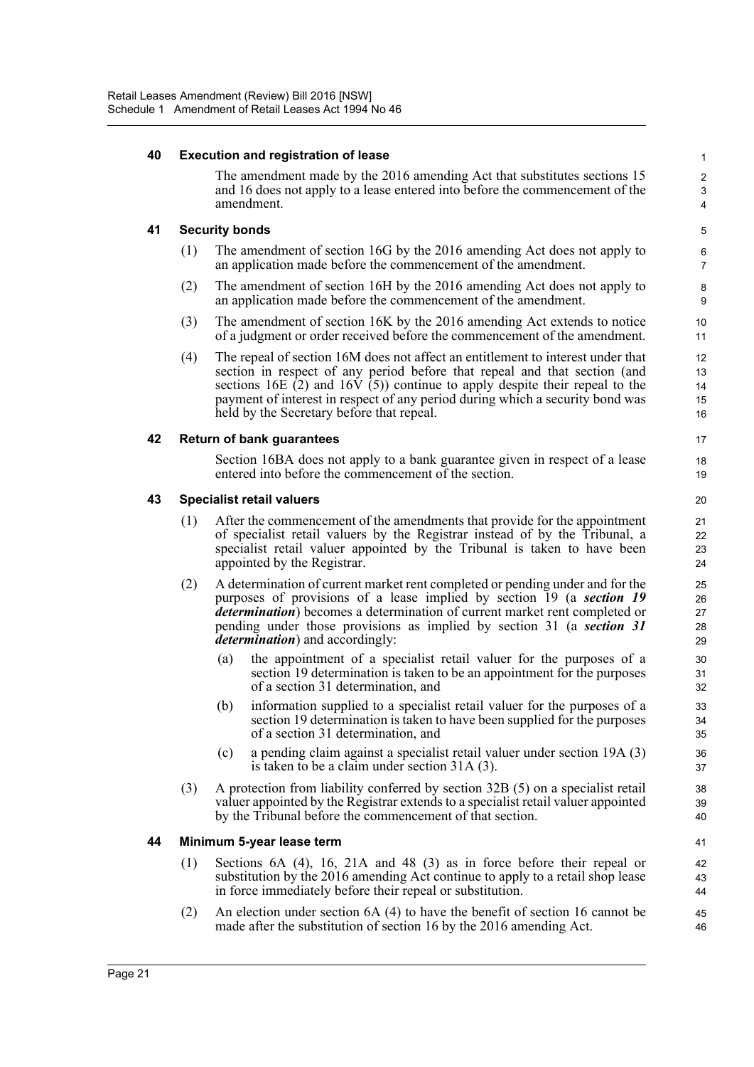### 40 Execution and registration of lease

The amendment made by the 2016 amending Act that substitutes sections 15 and 16 does not apply to a lease entered into before the commencement of the amendment.

### 41 Security bonds

(1) The amendment of section 16G by the 2016 amending Act does not apply to an application made before the commencement of the amendment.

(2) The amendment of section 16H by the 2016 amending Act does not apply to an application made before the commencement of the amendment.

(3) The amendment of section 16K by the 2016 amending Act extends to notice of a judgment or order received before the commencement of the amendment.

(4) The repeal of section 16M does not affect an entitlement to interest under that section in respect of any period before that repeal and that section (and sections 16E (2) and 16V (5)) continue to apply despite their repeal to the payment of interest in respect of any period during which a security bond was held by the Secretary before that repeal.

### 42 Return of bank guarantees

Section 16BA does not apply to a bank guarantee given in respect of a lease entered into before the commencement of the section.

### 43 Specialist retail valuers

(1) After the commencement of the amendments that provide for the appointment of specialist retail valuers by the Registrar instead of by the Tribunal, a specialist retail valuer appointed by the Tribunal is taken to have been appointed by the Registrar.

(2) A determination of current market rent completed or pending under and for the purposes of provisions of a lease implied by section 19 (a ***section 19 determination***) becomes a determination of current market rent completed or pending under those provisions as implied by section 31 (a ***section 31 determination***) and accordingly:

- (a) the appointment of a specialist retail valuer for the purposes of a section 19 determination is taken to be an appointment for the purposes of a section 31 determination, and
- (b) information supplied to a specialist retail valuer for the purposes of a section 19 determination is taken to have been supplied for the purposes of a section 31 determination, and
- (c) a pending claim against a specialist retail valuer under section 19A (3) is taken to be a claim under section 31A (3).

(3) A protection from liability conferred by section 32B (5) on a specialist retail valuer appointed by the Registrar extends to a specialist retail valuer appointed by the Tribunal before the commencement of that section.

### 44 Minimum 5-year lease term

(1) Sections 6A (4), 16, 21A and 48 (3) as in force before their repeal or substitution by the 2016 amending Act continue to apply to a retail shop lease in force immediately before their repeal or substitution.

(2) An election under section 6A (4) to have the benefit of section 16 cannot be made after the substitution of section 16 by the 2016 amending Act.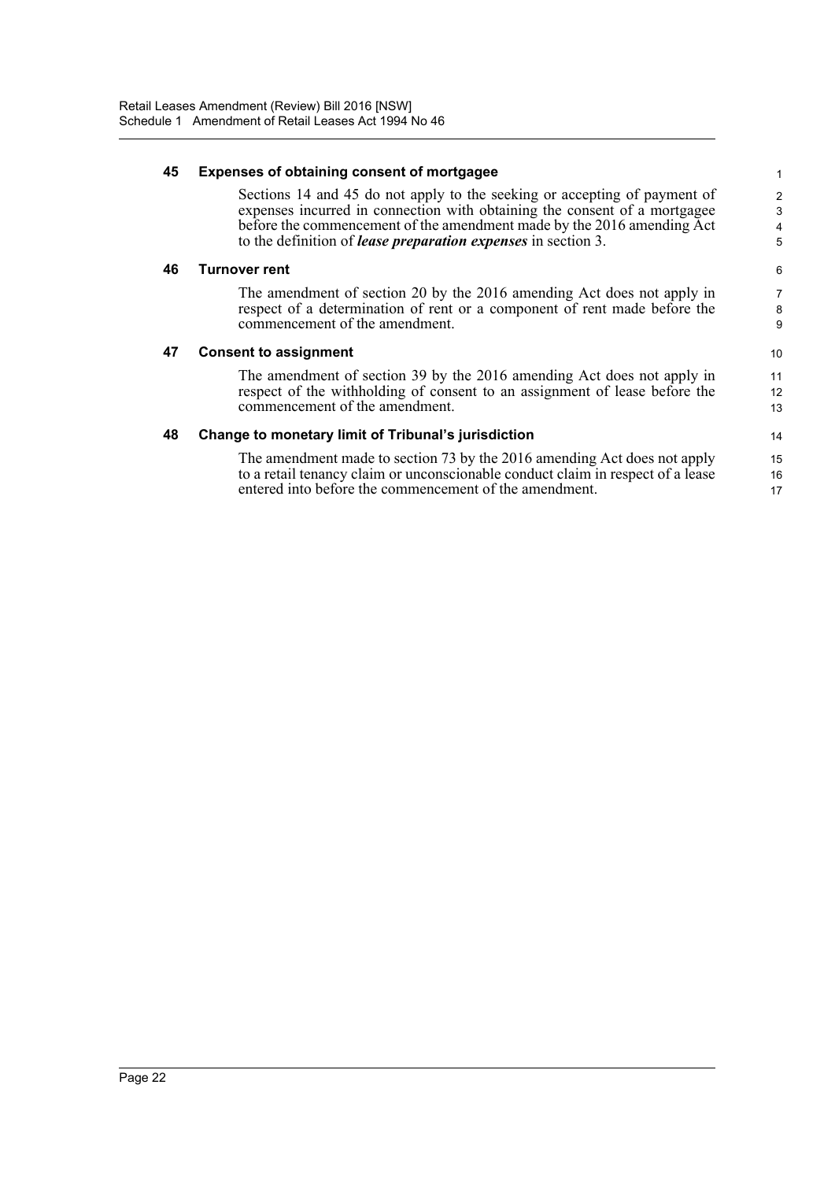### 45 Expenses of obtaining consent of mortgagee

Sections 14 and 45 do not apply to the seeking or accepting of payment of expenses incurred in connection with obtaining the consent of a mortgagee before the commencement of the amendment made by the 2016 amending Act to the definition of ***lease preparation expenses*** in section 3.

### 46 Turnover rent

The amendment of section 20 by the 2016 amending Act does not apply in respect of a determination of rent or a component of rent made before the commencement of the amendment.

### 47 Consent to assignment

The amendment of section 39 by the 2016 amending Act does not apply in respect of the withholding of consent to an assignment of lease before the commencement of the amendment.

### 48 Change to monetary limit of Tribunal's jurisdiction

The amendment made to section 73 by the 2016 amending Act does not apply to a retail tenancy claim or unconscionable conduct claim in respect of a lease entered into before the commencement of the amendment.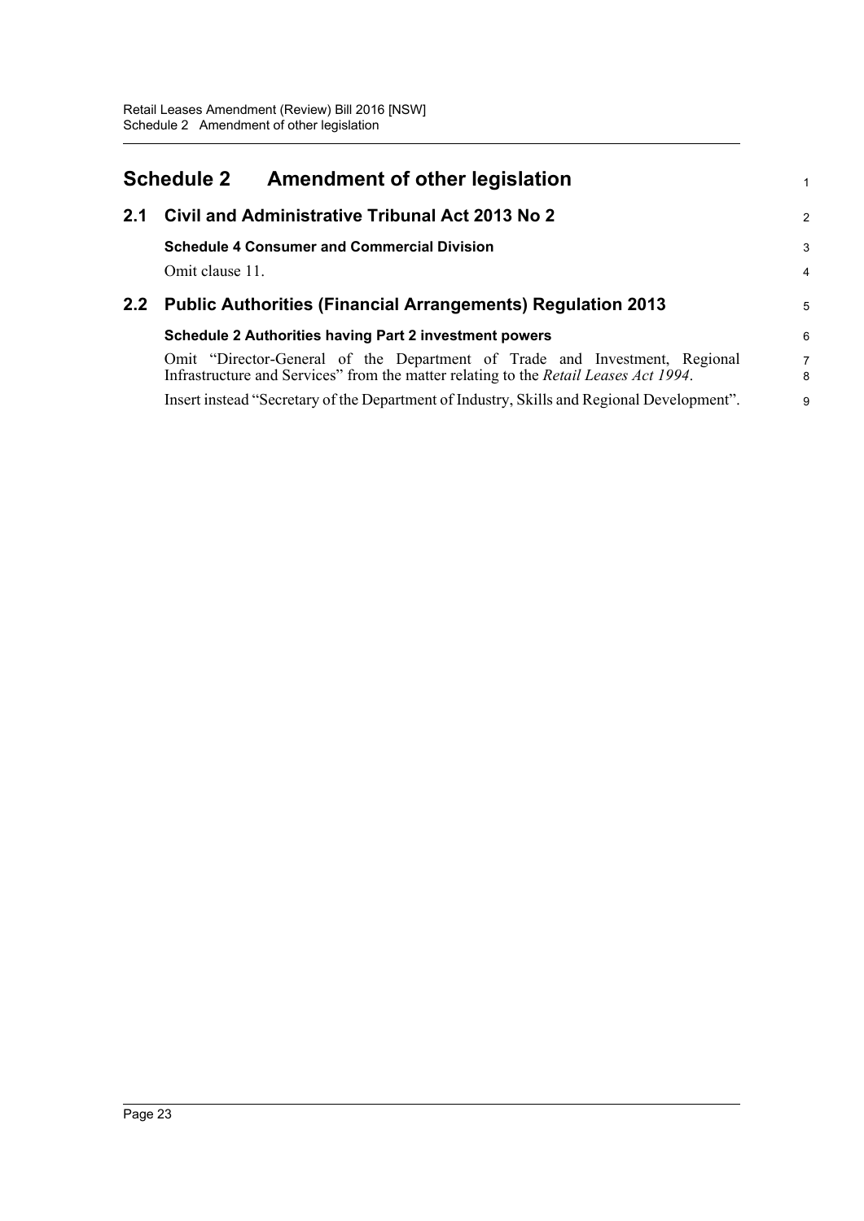# Schedule 2 Amendment of other legislation

## 2.1 Civil and Administrative Tribunal Act 2013 No 2

**Schedule 4 Consumer and Commercial Division**

Omit clause 11.

## 2.2 Public Authorities (Financial Arrangements) Regulation 2013

**Schedule 2 Authorities having Part 2 investment powers**

Omit "Director-General of the Department of Trade and Investment, Regional Infrastructure and Services" from the matter relating to the *Retail Leases Act 1994*.

Insert instead "Secretary of the Department of Industry, Skills and Regional Development".